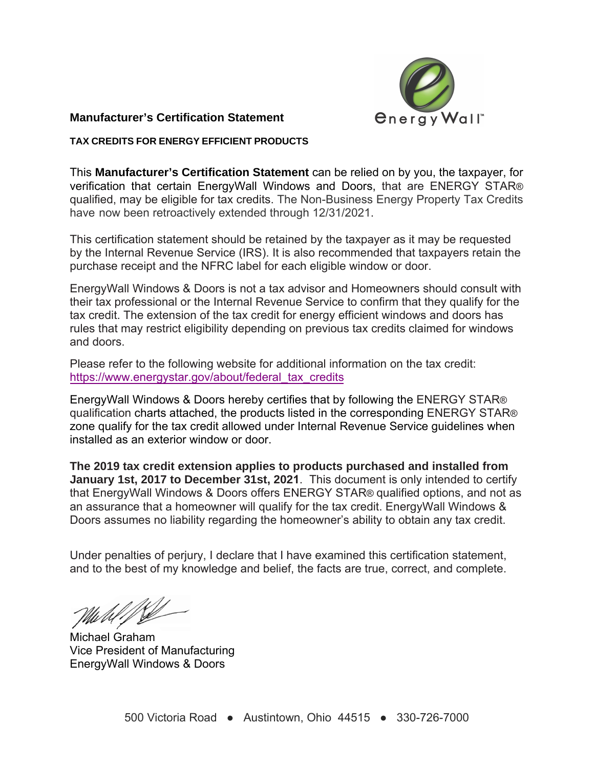## Manufacturer's Certification Statement

EnergyWall™

### TAX CREDITS FOR ENERGY EFFICIENT PRODUCTS

This **Manufacturer's Certification Statement** can be relied on by you, the taxpayer, for verification that certain EnergyWall Windows and Doors, that are ENERGY STAR® qualified, may be eligible for tax credits. The Non-Business Energy Property Tax Credits have now been retroactively extended through 12/31/2021.

This certification statement should be retained by the taxpayer as it may be requested by the Internal Revenue Service (IRS). It is also recommended that taxpayers retain the purchase receipt and the NFRC label for each eligible window or door.

EnergyWall Windows & Doors is not a tax advisor and Homeowners should consult with their tax professional or the Internal Revenue Service to confirm that they qualify for the tax credit. The extension of the tax credit for energy efficient windows and doors has rules that may restrict eligibility depending on previous tax credits claimed for windows and doors.

Please refer to the following website for additional information on the tax credit:
https://www.energystar.gov/about/federal_tax_credits

EnergyWall Windows & Doors hereby certifies that by following the ENERGY STAR® qualification charts attached, the products listed in the corresponding ENERGY STAR® zone qualify for the tax credit allowed under Internal Revenue Service guidelines when installed as an exterior window or door.

**The 2019 tax credit extension applies to products purchased and installed from January 1st, 2017 to December 31st, 2021**. This document is only intended to certify that EnergyWall Windows & Doors offers ENERGY STAR® qualified options, and not as an assurance that a homeowner will qualify for the tax credit. EnergyWall Windows & Doors assumes no liability regarding the homeowner's ability to obtain any tax credit.

Under penalties of perjury, I declare that I have examined this certification statement, and to the best of my knowledge and belief, the facts are true, correct, and complete.

Michael Graham
Vice President of Manufacturing
EnergyWall Windows & Doors

500 Victoria Road ● Austintown, Ohio 44515 ● 330-726-7000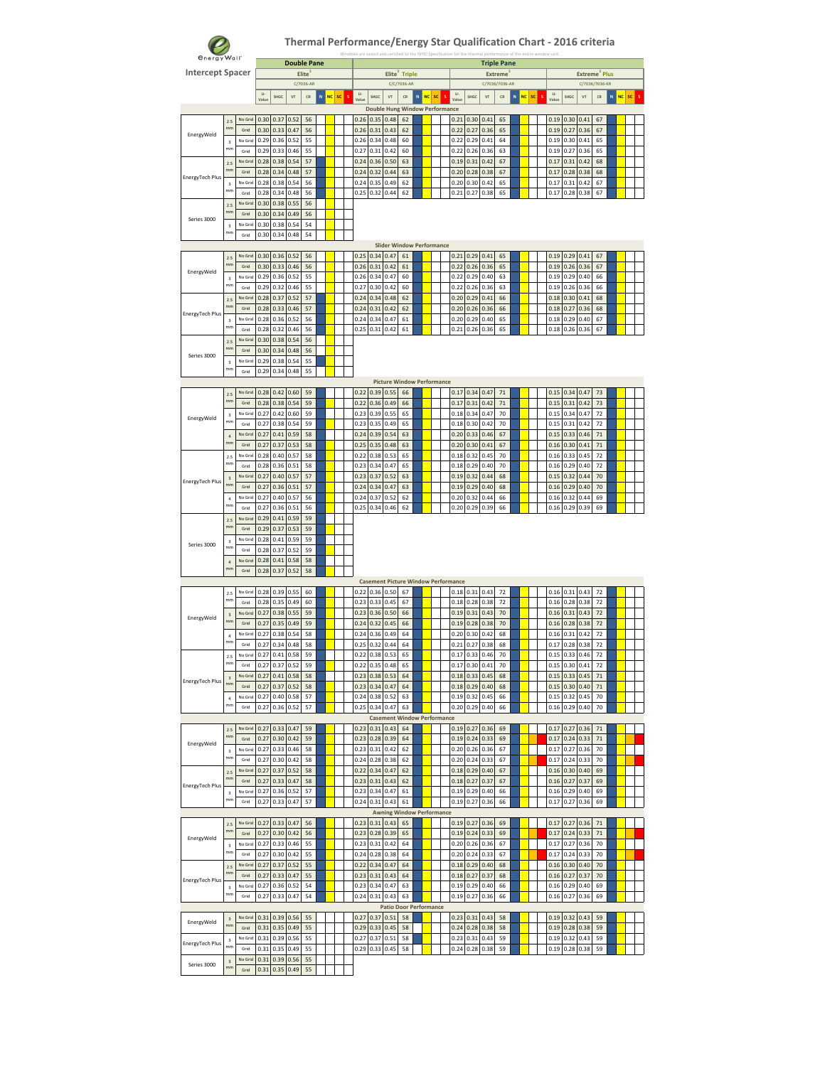# Thermal Performance/Energy Star Qualification Chart - 2016 criteria

Windows are tested and certified to the NFRC Specification for the thermal performance of the entire window unit.

EnergyWall

**Intercept Spacer**

The Energy Star qualification columns (N, NC, SC, S) under each glass package are colour-coded cells with no text, so they are not reproduced below.

| | | | Double Pane | | | | Triple Pane | | | | | | | | | | | |
|---|---|---|---|---|---|---|---|---|---|---|---|---|---|---|---|---|---|---|
| | | | Elite³ | | | | Elite³ Triple | | | | Extreme³ | | | | Extreme³ Plus | | | |
| | | | C/7036-AR | | | | C/C/7036-AR | | | | C/7036/7036-AR | | | | C/7036/7036-KR | | | |
| | | | U-Value | SHGC | VT | CR | U-Value | SHGC | VT | CR | U-Value | SHGC | VT | CR | U-Value | SHGC | VT | CR |
| **Double Hung Window Performance** | | | | | | | | | | | | | | | | | | |
| EnergyWeld | 2.5 mm | No Grid | 0.30 | 0.37 | 0.52 | 56 | 0.26 | 0.35 | 0.48 | 62 | 0.21 | 0.30 | 0.41 | 65 | 0.19 | 0.30 | 0.41 | 67 |
| | | Grid | 0.30 | 0.33 | 0.47 | 56 | 0.26 | 0.31 | 0.43 | 62 | 0.22 | 0.27 | 0.36 | 65 | 0.19 | 0.27 | 0.36 | 67 |
| | 3 mm | No Grid | 0.29 | 0.36 | 0.52 | 55 | 0.26 | 0.34 | 0.48 | 60 | 0.22 | 0.29 | 0.41 | 64 | 0.19 | 0.30 | 0.41 | 65 |
| | | Grid | 0.29 | 0.33 | 0.46 | 55 | 0.27 | 0.31 | 0.42 | 60 | 0.22 | 0.26 | 0.36 | 63 | 0.19 | 0.27 | 0.36 | 65 |
| EnergyTech Plus | 2.5 mm | No Grid | 0.28 | 0.38 | 0.54 | 57 | 0.24 | 0.36 | 0.50 | 63 | 0.19 | 0.31 | 0.42 | 67 | 0.17 | 0.31 | 0.42 | 68 |
| | | Grid | 0.28 | 0.34 | 0.48 | 57 | 0.24 | 0.32 | 0.44 | 63 | 0.20 | 0.28 | 0.38 | 67 | 0.17 | 0.28 | 0.38 | 68 |
| | 3 mm | No Grid | 0.28 | 0.38 | 0.54 | 56 | 0.24 | 0.35 | 0.49 | 62 | 0.20 | 0.30 | 0.42 | 65 | 0.17 | 0.31 | 0.42 | 67 |
| | | Grid | 0.28 | 0.34 | 0.48 | 56 | 0.25 | 0.32 | 0.44 | 62 | 0.21 | 0.27 | 0.38 | 65 | 0.17 | 0.28 | 0.38 | 67 |
| Series 3000 | 2.5 mm | No Grid | 0.30 | 0.38 | 0.55 | 56 | | | | | | | | | | | | |
| | | Grid | 0.30 | 0.34 | 0.49 | 56 | | | | | | | | | | | | |
| | 3 mm | No Grid | 0.30 | 0.38 | 0.54 | 54 | | | | | | | | | | | | |
| | | Grid | 0.30 | 0.34 | 0.48 | 54 | | | | | | | | | | | | |
| **Slider Window Performance** | | | | | | | | | | | | | | | | | | |
| EnergyWeld | 2.5 mm | No Grid | 0.30 | 0.36 | 0.52 | 56 | 0.25 | 0.34 | 0.47 | 61 | 0.21 | 0.29 | 0.41 | 65 | 0.19 | 0.29 | 0.41 | 67 |
| | | Grid | 0.30 | 0.33 | 0.46 | 56 | 0.26 | 0.31 | 0.42 | 61 | 0.22 | 0.26 | 0.36 | 65 | 0.19 | 0.26 | 0.36 | 67 |
| | 3 mm | No Grid | 0.29 | 0.36 | 0.52 | 55 | 0.26 | 0.34 | 0.47 | 60 | 0.22 | 0.29 | 0.40 | 63 | 0.19 | 0.29 | 0.40 | 66 |
| | | Grid | 0.29 | 0.32 | 0.46 | 55 | 0.27 | 0.30 | 0.42 | 60 | 0.22 | 0.26 | 0.36 | 63 | 0.19 | 0.26 | 0.36 | 66 |
| EnergyTech Plus | 2.5 mm | No Grid | 0.28 | 0.37 | 0.52 | 57 | 0.24 | 0.34 | 0.48 | 62 | 0.20 | 0.29 | 0.41 | 66 | 0.18 | 0.30 | 0.41 | 68 |
| | | Grid | 0.28 | 0.33 | 0.46 | 57 | 0.24 | 0.31 | 0.42 | 62 | 0.20 | 0.26 | 0.36 | 66 | 0.18 | 0.27 | 0.36 | 68 |
| | 3 mm | No Grid | 0.28 | 0.36 | 0.52 | 56 | 0.24 | 0.34 | 0.47 | 61 | 0.20 | 0.29 | 0.40 | 65 | 0.18 | 0.29 | 0.40 | 67 |
| | | Grid | 0.28 | 0.32 | 0.46 | 56 | 0.25 | 0.31 | 0.42 | 61 | 0.21 | 0.26 | 0.36 | 65 | 0.18 | 0.26 | 0.36 | 67 |
| Series 3000 | 2.5 mm | No Grid | 0.30 | 0.38 | 0.54 | 56 | | | | | | | | | | | | |
| | | Grid | 0.30 | 0.34 | 0.48 | 56 | | | | | | | | | | | | |
| | 3 mm | No Grid | 0.29 | 0.38 | 0.54 | 55 | | | | | | | | | | | | |
| | | Grid | 0.29 | 0.34 | 0.48 | 55 | | | | | | | | | | | | |
| **Picture Window Performance** | | | | | | | | | | | | | | | | | | |
| EnergyWeld | 2.5 mm | No Grid | 0.28 | 0.42 | 0.60 | 59 | 0.22 | 0.39 | 0.55 | 66 | 0.17 | 0.34 | 0.47 | 71 | 0.15 | 0.34 | 0.47 | 73 |
| | | Grid | 0.28 | 0.38 | 0.54 | 59 | 0.22 | 0.36 | 0.49 | 66 | 0.17 | 0.31 | 0.42 | 71 | 0.15 | 0.31 | 0.42 | 73 |
| | 3 mm | No Grid | 0.27 | 0.42 | 0.60 | 59 | 0.23 | 0.39 | 0.55 | 65 | 0.18 | 0.34 | 0.47 | 70 | 0.15 | 0.34 | 0.47 | 72 |
| | | Grid | 0.27 | 0.38 | 0.54 | 59 | 0.23 | 0.35 | 0.49 | 65 | 0.18 | 0.30 | 0.42 | 70 | 0.15 | 0.31 | 0.42 | 72 |
| | 4 mm | No Grid | 0.27 | 0.41 | 0.59 | 58 | 0.24 | 0.39 | 0.54 | 63 | 0.20 | 0.33 | 0.46 | 67 | 0.15 | 0.33 | 0.46 | 71 |
| | | Grid | 0.27 | 0.37 | 0.53 | 58 | 0.25 | 0.35 | 0.48 | 63 | 0.20 | 0.30 | 0.41 | 67 | 0.16 | 0.30 | 0.41 | 71 |
| EnergyTech Plus | 2.5 mm | No Grid | 0.28 | 0.40 | 0.57 | 58 | 0.22 | 0.38 | 0.53 | 65 | 0.18 | 0.32 | 0.45 | 70 | 0.16 | 0.33 | 0.45 | 72 |
| | | Grid | 0.28 | 0.36 | 0.51 | 58 | 0.23 | 0.34 | 0.47 | 65 | 0.18 | 0.29 | 0.40 | 70 | 0.16 | 0.29 | 0.40 | 72 |
| | 3 mm | No Grid | 0.27 | 0.40 | 0.57 | 57 | 0.23 | 0.37 | 0.52 | 63 | 0.19 | 0.32 | 0.44 | 68 | 0.15 | 0.32 | 0.44 | 70 |
| | | Grid | 0.27 | 0.36 | 0.51 | 57 | 0.24 | 0.34 | 0.47 | 63 | 0.19 | 0.29 | 0.40 | 68 | 0.16 | 0.29 | 0.40 | 70 |
| | 4 mm | No Grid | 0.27 | 0.40 | 0.57 | 56 | 0.24 | 0.37 | 0.52 | 62 | 0.20 | 0.32 | 0.44 | 66 | 0.16 | 0.32 | 0.44 | 69 |
| | | Grid | 0.27 | 0.36 | 0.51 | 56 | 0.25 | 0.34 | 0.46 | 62 | 0.20 | 0.29 | 0.39 | 66 | 0.16 | 0.29 | 0.39 | 69 |
| Series 3000 | 2.5 mm | No Grid | 0.29 | 0.41 | 0.59 | 59 | | | | | | | | | | | | |
| | | Grid | 0.29 | 0.37 | 0.53 | 59 | | | | | | | | | | | | |
| | 3 mm | No Grid | 0.28 | 0.41 | 0.59 | 59 | | | | | | | | | | | | |
| | | Grid | 0.28 | 0.37 | 0.52 | 59 | | | | | | | | | | | | |
| | 4 mm | No Grid | 0.28 | 0.41 | 0.58 | 58 | | | | | | | | | | | | |
| | | Grid | 0.28 | 0.37 | 0.52 | 58 | | | | | | | | | | | | |
| **Casement Picture Window Performance** | | | | | | | | | | | | | | | | | | |
| EnergyWeld | 2.5 mm | No Grid | 0.28 | 0.39 | 0.55 | 60 | 0.22 | 0.36 | 0.50 | 67 | 0.18 | 0.31 | 0.43 | 72 | 0.16 | 0.31 | 0.43 | 72 |
| | | Grid | 0.28 | 0.35 | 0.49 | 60 | 0.23 | 0.33 | 0.45 | 67 | 0.18 | 0.28 | 0.38 | 72 | 0.16 | 0.28 | 0.38 | 72 |
| | 3 mm | No Grid | 0.27 | 0.38 | 0.55 | 59 | 0.23 | 0.36 | 0.50 | 66 | 0.19 | 0.31 | 0.43 | 70 | 0.16 | 0.31 | 0.43 | 72 |
| | | Grid | 0.27 | 0.35 | 0.49 | 59 | 0.24 | 0.32 | 0.45 | 66 | 0.19 | 0.28 | 0.38 | 70 | 0.16 | 0.28 | 0.38 | 72 |
| | 4 mm | No Grid | 0.27 | 0.38 | 0.54 | 58 | 0.24 | 0.36 | 0.49 | 64 | 0.20 | 0.30 | 0.42 | 68 | 0.16 | 0.31 | 0.42 | 72 |
| | | Grid | 0.27 | 0.34 | 0.48 | 58 | 0.25 | 0.32 | 0.44 | 64 | 0.21 | 0.27 | 0.38 | 68 | 0.17 | 0.28 | 0.38 | 72 |
| EnergyTech Plus | 2.5 mm | No Grid | 0.27 | 0.41 | 0.58 | 59 | 0.22 | 0.38 | 0.53 | 65 | 0.17 | 0.33 | 0.46 | 70 | 0.15 | 0.33 | 0.46 | 72 |
| | | Grid | 0.27 | 0.37 | 0.52 | 59 | 0.22 | 0.35 | 0.48 | 65 | 0.17 | 0.30 | 0.41 | 70 | 0.15 | 0.30 | 0.41 | 72 |
| | 3 mm | No Grid | 0.27 | 0.41 | 0.58 | 58 | 0.23 | 0.38 | 0.53 | 64 | 0.18 | 0.33 | 0.45 | 68 | 0.15 | 0.33 | 0.45 | 71 |
| | | Grid | 0.27 | 0.37 | 0.52 | 58 | 0.23 | 0.34 | 0.47 | 64 | 0.18 | 0.29 | 0.40 | 68 | 0.15 | 0.30 | 0.40 | 71 |
| | 4 mm | No Grid | 0.27 | 0.40 | 0.58 | 57 | 0.24 | 0.38 | 0.52 | 63 | 0.19 | 0.32 | 0.45 | 66 | 0.15 | 0.32 | 0.45 | 70 |
| | | Grid | 0.27 | 0.36 | 0.52 | 57 | 0.25 | 0.34 | 0.47 | 63 | 0.20 | 0.29 | 0.40 | 66 | 0.16 | 0.29 | 0.40 | 70 |
| **Casement Window Performance** | | | | | | | | | | | | | | | | | | |
| EnergyWeld | 2.5 mm | No Grid | 0.27 | 0.33 | 0.47 | 59 | 0.23 | 0.31 | 0.43 | 64 | 0.19 | 0.27 | 0.36 | 69 | 0.17 | 0.27 | 0.36 | 71 |
| | | Grid | 0.27 | 0.30 | 0.42 | 59 | 0.23 | 0.28 | 0.39 | 64 | 0.19 | 0.24 | 0.33 | 69 | 0.17 | 0.24 | 0.33 | 71 |
| | 3 mm | No Grid | 0.27 | 0.33 | 0.46 | 58 | 0.23 | 0.31 | 0.42 | 62 | 0.20 | 0.26 | 0.36 | 67 | 0.17 | 0.27 | 0.36 | 70 |
| | | Grid | 0.27 | 0.30 | 0.42 | 58 | 0.24 | 0.28 | 0.38 | 62 | 0.20 | 0.24 | 0.33 | 67 | 0.17 | 0.24 | 0.33 | 70 |
| EnergyTech Plus | 2.5 mm | No Grid | 0.27 | 0.37 | 0.52 | 58 | 0.22 | 0.34 | 0.47 | 62 | 0.18 | 0.29 | 0.40 | 67 | 0.16 | 0.30 | 0.40 | 69 |
| | | Grid | 0.27 | 0.33 | 0.47 | 58 | 0.23 | 0.31 | 0.43 | 62 | 0.18 | 0.27 | 0.37 | 67 | 0.16 | 0.27 | 0.37 | 69 |
| | 3 mm | No Grid | 0.27 | 0.36 | 0.52 | 57 | 0.23 | 0.34 | 0.47 | 61 | 0.19 | 0.29 | 0.40 | 66 | 0.16 | 0.29 | 0.40 | 69 |
| | | Grid | 0.27 | 0.33 | 0.47 | 57 | 0.24 | 0.31 | 0.43 | 61 | 0.19 | 0.27 | 0.36 | 66 | 0.17 | 0.27 | 0.36 | 69 |
| **Awning Window Performance** | | | | | | | | | | | | | | | | | | |
| EnergyWeld | 2.5 mm | No Grid | 0.27 | 0.33 | 0.47 | 56 | 0.23 | 0.31 | 0.43 | 65 | 0.19 | 0.27 | 0.36 | 69 | 0.17 | 0.27 | 0.36 | 71 |
| | | Grid | 0.27 | 0.30 | 0.42 | 56 | 0.23 | 0.28 | 0.39 | 65 | 0.19 | 0.24 | 0.33 | 69 | 0.17 | 0.24 | 0.33 | 71 |
| | 3 mm | No Grid | 0.27 | 0.33 | 0.46 | 55 | 0.23 | 0.31 | 0.42 | 64 | 0.20 | 0.26 | 0.36 | 67 | 0.17 | 0.27 | 0.36 | 70 |
| | | Grid | 0.27 | 0.30 | 0.42 | 55 | 0.24 | 0.28 | 0.38 | 64 | 0.20 | 0.24 | 0.33 | 67 | 0.17 | 0.24 | 0.33 | 70 |
| EnergyTech Plus | 2.5 mm | No Grid | 0.27 | 0.37 | 0.52 | 55 | 0.22 | 0.34 | 0.47 | 64 | 0.18 | 0.29 | 0.40 | 68 | 0.16 | 0.30 | 0.40 | 70 |
| | | Grid | 0.27 | 0.33 | 0.47 | 55 | 0.23 | 0.31 | 0.43 | 64 | 0.18 | 0.27 | 0.37 | 68 | 0.16 | 0.27 | 0.37 | 70 |
| | 3 mm | No Grid | 0.27 | 0.36 | 0.52 | 54 | 0.23 | 0.34 | 0.47 | 63 | 0.19 | 0.29 | 0.40 | 66 | 0.16 | 0.29 | 0.40 | 69 |
| | | Grid | 0.27 | 0.33 | 0.47 | 54 | 0.24 | 0.31 | 0.43 | 63 | 0.19 | 0.27 | 0.36 | 66 | 0.16 | 0.27 | 0.36 | 69 |
| **Patio Door Performance** | | | | | | | | | | | | | | | | | | |
| EnergyWeld | 3 mm | No Grid | 0.31 | 0.39 | 0.56 | 55 | 0.27 | 0.37 | 0.51 | 58 | 0.23 | 0.31 | 0.43 | 58 | 0.19 | 0.32 | 0.43 | 59 |
| | | Grid | 0.31 | 0.35 | 0.49 | 55 | 0.29 | 0.33 | 0.45 | 58 | 0.24 | 0.28 | 0.38 | 58 | 0.19 | 0.28 | 0.38 | 59 |
| EnergyTech Plus | 3 mm | No Grid | 0.31 | 0.39 | 0.56 | 55 | 0.27 | 0.37 | 0.51 | 58 | 0.23 | 0.31 | 0.43 | 59 | 0.19 | 0.32 | 0.43 | 59 |
| | | Grid | 0.31 | 0.35 | 0.49 | 55 | 0.29 | 0.33 | 0.45 | 58 | 0.24 | 0.28 | 0.38 | 59 | 0.19 | 0.28 | 0.38 | 59 |
| Series 3000 | 3 mm | No Grid | 0.31 | 0.39 | 0.56 | 55 | | | | | | | | | | | | |
| | | Grid | 0.31 | 0.35 | 0.49 | 55 | | | | | | | | | | | | |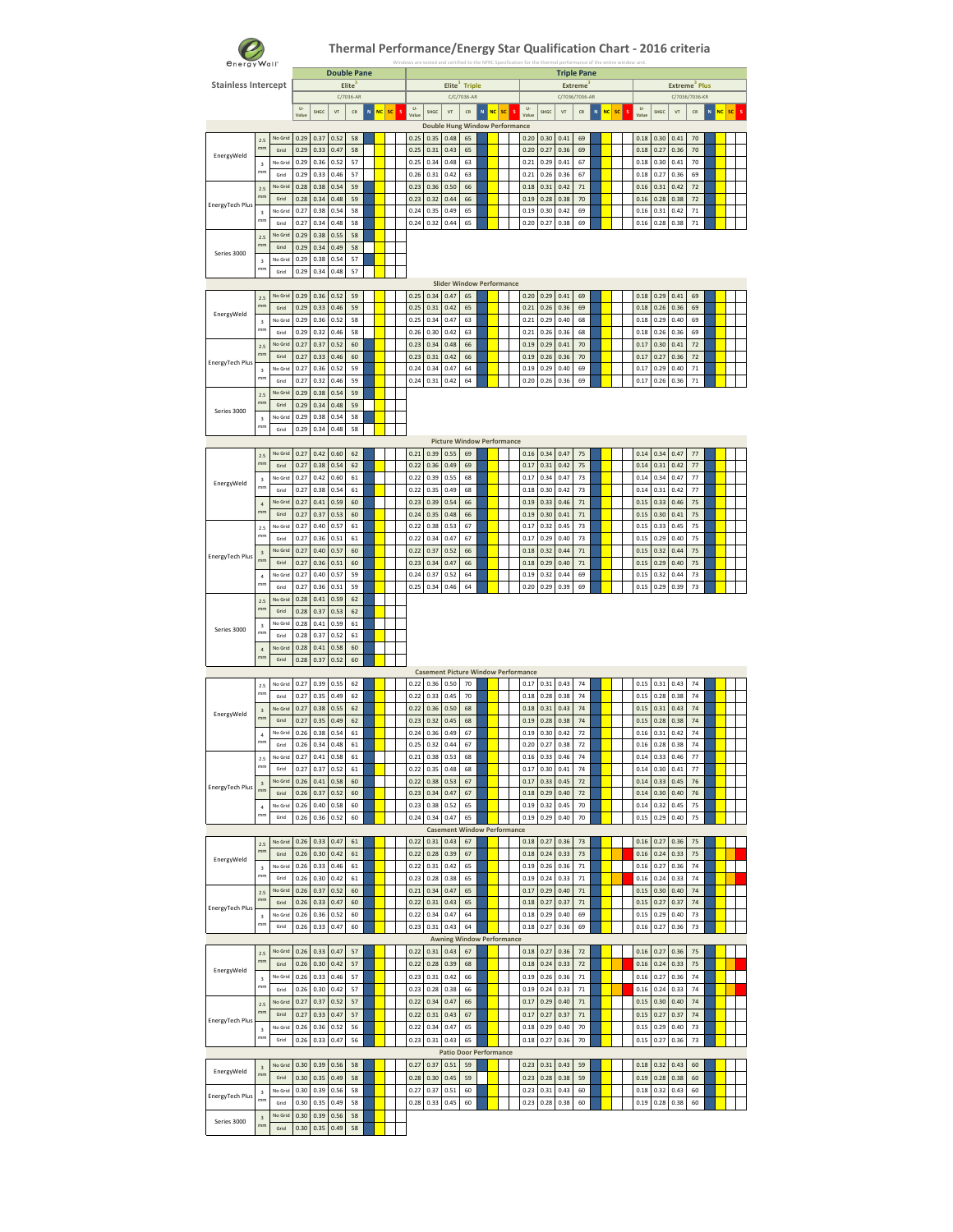# Thermal Performance/Energy Star Qualification Chart - 2016 criteria

Windows are tested and certified to the NFRC Specification for the thermal performance of the entire window unit.

**Stainless Intercept**

- Double Pane: Elite[3] (C/7036-AR)
- Triple Pane: Elite[3] Triple (C/C/7036-AR), Extreme[3] (C/7036/7036-AR), Extreme[3] Plus (C/7036/7036-KR)

## Double Hung Window Performance

| | | | Elite U-Value | Elite SHGC | Elite VT | Elite CR | Elite Triple U-Value | Elite Triple SHGC | Elite Triple VT | Elite Triple CR | Extreme U-Value | Extreme SHGC | Extreme VT | Extreme CR | Extreme Plus U-Value | Extreme Plus SHGC | Extreme Plus VT | Extreme Plus CR |
|---|---|---|---|---|---|---|---|---|---|---|---|---|---|---|---|---|---|---|
| EnergyWeld | 2.5 mm | No Grid | 0.29 | 0.37 | 0.52 | 58 | 0.25 | 0.35 | 0.48 | 65 | 0.20 | 0.30 | 0.41 | 69 | 0.18 | 0.30 | 0.41 | 70 |
| | | Grid | 0.29 | 0.33 | 0.47 | 58 | 0.25 | 0.31 | 0.43 | 65 | 0.20 | 0.27 | 0.36 | 69 | 0.18 | 0.27 | 0.36 | 70 |
| | 3 mm | No Grid | 0.29 | 0.36 | 0.52 | 57 | 0.25 | 0.34 | 0.48 | 63 | 0.21 | 0.29 | 0.41 | 67 | 0.18 | 0.30 | 0.41 | 70 |
| | | Grid | 0.29 | 0.33 | 0.46 | 57 | 0.26 | 0.31 | 0.42 | 63 | 0.21 | 0.26 | 0.36 | 67 | 0.18 | 0.27 | 0.36 | 69 |
| EnergyTech Plus | 2.5 mm | No Grid | 0.28 | 0.38 | 0.54 | 59 | 0.23 | 0.36 | 0.50 | 66 | 0.18 | 0.31 | 0.42 | 71 | 0.16 | 0.31 | 0.42 | 72 |
| | | Grid | 0.28 | 0.34 | 0.48 | 59 | 0.23 | 0.32 | 0.44 | 66 | 0.19 | 0.28 | 0.38 | 70 | 0.16 | 0.28 | 0.38 | 72 |
| | 3 mm | No Grid | 0.27 | 0.38 | 0.54 | 58 | 0.24 | 0.35 | 0.49 | 65 | 0.19 | 0.30 | 0.42 | 69 | 0.16 | 0.31 | 0.42 | 71 |
| | | Grid | 0.27 | 0.34 | 0.48 | 58 | 0.24 | 0.32 | 0.44 | 65 | 0.20 | 0.27 | 0.38 | 69 | 0.16 | 0.28 | 0.38 | 71 |
| Series 3000 | 2.5 mm | No Grid | 0.29 | 0.38 | 0.55 | 58 | | | | | | | | | | | | |
| | | Grid | 0.29 | 0.34 | 0.49 | 58 | | | | | | | | | | | | |
| | 3 mm | No Grid | 0.29 | 0.38 | 0.54 | 57 | | | | | | | | | | | | |
| | | Grid | 0.29 | 0.34 | 0.48 | 57 | | | | | | | | | | | | |

## Slider Window Performance

| | | | Elite U-Value | Elite SHGC | Elite VT | Elite CR | Elite Triple U-Value | Elite Triple SHGC | Elite Triple VT | Elite Triple CR | Extreme U-Value | Extreme SHGC | Extreme VT | Extreme CR | Extreme Plus U-Value | Extreme Plus SHGC | Extreme Plus VT | Extreme Plus CR |
|---|---|---|---|---|---|---|---|---|---|---|---|---|---|---|---|---|---|---|
| EnergyWeld | 2.5 mm | No Grid | 0.29 | 0.36 | 0.52 | 59 | 0.25 | 0.34 | 0.47 | 65 | 0.20 | 0.29 | 0.41 | 69 | 0.18 | 0.29 | 0.41 | 69 |
| | | Grid | 0.29 | 0.33 | 0.46 | 59 | 0.25 | 0.31 | 0.42 | 65 | 0.21 | 0.26 | 0.36 | 69 | 0.18 | 0.26 | 0.36 | 69 |
| | 3 mm | No Grid | 0.29 | 0.36 | 0.52 | 58 | 0.25 | 0.34 | 0.47 | 63 | 0.21 | 0.29 | 0.40 | 68 | 0.18 | 0.29 | 0.40 | 69 |
| | | Grid | 0.29 | 0.32 | 0.46 | 58 | 0.26 | 0.30 | 0.42 | 63 | 0.21 | 0.26 | 0.36 | 68 | 0.18 | 0.26 | 0.36 | 69 |
| EnergyTech Plus | 2.5 mm | No Grid | 0.27 | 0.37 | 0.52 | 60 | 0.23 | 0.34 | 0.48 | 66 | 0.19 | 0.29 | 0.41 | 70 | 0.17 | 0.30 | 0.41 | 72 |
| | | Grid | 0.27 | 0.33 | 0.46 | 60 | 0.23 | 0.31 | 0.42 | 66 | 0.19 | 0.26 | 0.36 | 70 | 0.17 | 0.27 | 0.36 | 72 |
| | 3 mm | No Grid | 0.27 | 0.36 | 0.52 | 59 | 0.24 | 0.34 | 0.47 | 64 | 0.19 | 0.29 | 0.40 | 69 | 0.17 | 0.29 | 0.40 | 71 |
| | | Grid | 0.27 | 0.32 | 0.46 | 59 | 0.24 | 0.31 | 0.42 | 64 | 0.20 | 0.26 | 0.36 | 69 | 0.17 | 0.26 | 0.36 | 71 |
| Series 3000 | 2.5 mm | No Grid | 0.29 | 0.38 | 0.54 | 59 | | | | | | | | | | | | |
| | | Grid | 0.29 | 0.34 | 0.48 | 59 | | | | | | | | | | | | |
| | 3 mm | No Grid | 0.29 | 0.38 | 0.54 | 58 | | | | | | | | | | | | |
| | | Grid | 0.29 | 0.34 | 0.48 | 58 | | | | | | | | | | | | |

## Picture Window Performance

| | | | Elite U-Value | Elite SHGC | Elite VT | Elite CR | Elite Triple U-Value | Elite Triple SHGC | Elite Triple VT | Elite Triple CR | Extreme U-Value | Extreme SHGC | Extreme VT | Extreme CR | Extreme Plus U-Value | Extreme Plus SHGC | Extreme Plus VT | Extreme Plus CR |
|---|---|---|---|---|---|---|---|---|---|---|---|---|---|---|---|---|---|---|
| EnergyWeld | 2.5 mm | No Grid | 0.27 | 0.42 | 0.60 | 62 | 0.21 | 0.39 | 0.55 | 69 | 0.16 | 0.34 | 0.47 | 75 | 0.14 | 0.34 | 0.47 | 77 |
| | | Grid | 0.27 | 0.38 | 0.54 | 62 | 0.22 | 0.36 | 0.49 | 69 | 0.17 | 0.31 | 0.42 | 75 | 0.14 | 0.31 | 0.42 | 77 |
| | 3 mm | No Grid | 0.27 | 0.42 | 0.60 | 61 | 0.22 | 0.39 | 0.55 | 68 | 0.17 | 0.34 | 0.47 | 73 | 0.14 | 0.34 | 0.47 | 77 |
| | | Grid | 0.27 | 0.38 | 0.54 | 61 | 0.22 | 0.35 | 0.49 | 68 | 0.18 | 0.30 | 0.42 | 73 | 0.14 | 0.31 | 0.42 | 77 |
| | 4 mm | No Grid | 0.27 | 0.41 | 0.59 | 60 | 0.23 | 0.39 | 0.54 | 66 | 0.19 | 0.33 | 0.46 | 71 | 0.15 | 0.33 | 0.46 | 75 |
| | | Grid | 0.27 | 0.37 | 0.53 | 60 | 0.24 | 0.35 | 0.48 | 66 | 0.19 | 0.30 | 0.41 | 71 | 0.15 | 0.30 | 0.41 | 75 |
| EnergyTech Plus | 2.5 mm | No Grid | 0.27 | 0.40 | 0.57 | 61 | 0.22 | 0.38 | 0.53 | 67 | 0.17 | 0.32 | 0.45 | 73 | 0.15 | 0.33 | 0.45 | 75 |
| | | Grid | 0.27 | 0.36 | 0.51 | 61 | 0.22 | 0.34 | 0.47 | 67 | 0.17 | 0.29 | 0.40 | 73 | 0.15 | 0.29 | 0.40 | 75 |
| | 3 mm | No Grid | 0.27 | 0.40 | 0.57 | 60 | 0.22 | 0.37 | 0.52 | 66 | 0.18 | 0.32 | 0.44 | 71 | 0.15 | 0.32 | 0.44 | 75 |
| | | Grid | 0.27 | 0.36 | 0.51 | 60 | 0.23 | 0.34 | 0.47 | 66 | 0.18 | 0.29 | 0.40 | 71 | 0.15 | 0.29 | 0.40 | 75 |
| | 4 mm | No Grid | 0.27 | 0.40 | 0.57 | 59 | 0.24 | 0.37 | 0.52 | 64 | 0.19 | 0.32 | 0.44 | 69 | 0.15 | 0.32 | 0.44 | 73 |
| | | Grid | 0.27 | 0.36 | 0.51 | 59 | 0.25 | 0.34 | 0.46 | 64 | 0.20 | 0.29 | 0.39 | 69 | 0.15 | 0.29 | 0.39 | 73 |
| Series 3000 | 2.5 mm | No Grid | 0.28 | 0.41 | 0.59 | 62 | | | | | | | | | | | | |
| | | Grid | 0.28 | 0.37 | 0.53 | 62 | | | | | | | | | | | | |
| | 3 mm | No Grid | 0.28 | 0.41 | 0.59 | 61 | | | | | | | | | | | | |
| | | Grid | 0.28 | 0.37 | 0.52 | 61 | | | | | | | | | | | | |
| | 4 mm | No Grid | 0.28 | 0.41 | 0.58 | 60 | | | | | | | | | | | | |
| | | Grid | 0.28 | 0.37 | 0.52 | 60 | | | | | | | | | | | | |

## Casement Picture Window Performance

| | | | Elite U-Value | Elite SHGC | Elite VT | Elite CR | Elite Triple U-Value | Elite Triple SHGC | Elite Triple VT | Elite Triple CR | Extreme U-Value | Extreme SHGC | Extreme VT | Extreme CR | Extreme Plus U-Value | Extreme Plus SHGC | Extreme Plus VT | Extreme Plus CR |
|---|---|---|---|---|---|---|---|---|---|---|---|---|---|---|---|---|---|---|
| EnergyWeld | 2.5 mm | No Grid | 0.27 | 0.39 | 0.55 | 62 | 0.22 | 0.36 | 0.50 | 70 | 0.17 | 0.31 | 0.43 | 74 | 0.15 | 0.31 | 0.43 | 74 |
| | | Grid | 0.27 | 0.35 | 0.49 | 62 | 0.22 | 0.33 | 0.45 | 70 | 0.18 | 0.28 | 0.38 | 74 | 0.15 | 0.28 | 0.38 | 74 |
| | 3 mm | No Grid | 0.27 | 0.38 | 0.55 | 62 | 0.22 | 0.36 | 0.50 | 68 | 0.18 | 0.31 | 0.43 | 74 | 0.15 | 0.31 | 0.43 | 74 |
| | | Grid | 0.27 | 0.35 | 0.49 | 62 | 0.23 | 0.32 | 0.45 | 68 | 0.19 | 0.28 | 0.38 | 74 | 0.15 | 0.28 | 0.38 | 74 |
| | 4 mm | No Grid | 0.26 | 0.38 | 0.54 | 61 | 0.24 | 0.36 | 0.49 | 67 | 0.19 | 0.30 | 0.42 | 72 | 0.16 | 0.31 | 0.42 | 74 |
| | | Grid | 0.26 | 0.34 | 0.48 | 61 | 0.25 | 0.32 | 0.44 | 67 | 0.20 | 0.27 | 0.38 | 72 | 0.16 | 0.28 | 0.38 | 74 |
| EnergyTech Plus | 2.5 mm | No Grid | 0.27 | 0.41 | 0.58 | 61 | 0.21 | 0.38 | 0.53 | 68 | 0.16 | 0.33 | 0.46 | 74 | 0.14 | 0.33 | 0.46 | 77 |
| | | Grid | 0.27 | 0.37 | 0.52 | 61 | 0.22 | 0.35 | 0.48 | 68 | 0.17 | 0.30 | 0.41 | 74 | 0.14 | 0.30 | 0.41 | 77 |
| | 3 mm | No Grid | 0.26 | 0.41 | 0.58 | 60 | 0.22 | 0.38 | 0.53 | 67 | 0.17 | 0.33 | 0.45 | 72 | 0.14 | 0.33 | 0.45 | 76 |
| | | Grid | 0.26 | 0.37 | 0.52 | 60 | 0.23 | 0.34 | 0.47 | 67 | 0.18 | 0.29 | 0.40 | 72 | 0.14 | 0.30 | 0.40 | 76 |
| | 4 mm | No Grid | 0.26 | 0.40 | 0.58 | 60 | 0.23 | 0.38 | 0.52 | 65 | 0.19 | 0.32 | 0.45 | 70 | 0.14 | 0.32 | 0.45 | 75 |
| | | Grid | 0.26 | 0.36 | 0.52 | 60 | 0.24 | 0.34 | 0.47 | 65 | 0.19 | 0.29 | 0.40 | 70 | 0.15 | 0.29 | 0.40 | 75 |

## Casement Window Performance

| | | | Elite U-Value | Elite SHGC | Elite VT | Elite CR | Elite Triple U-Value | Elite Triple SHGC | Elite Triple VT | Elite Triple CR | Extreme U-Value | Extreme SHGC | Extreme VT | Extreme CR | Extreme Plus U-Value | Extreme Plus SHGC | Extreme Plus VT | Extreme Plus CR |
|---|---|---|---|---|---|---|---|---|---|---|---|---|---|---|---|---|---|---|
| EnergyWeld | 2.5 mm | No Grid | 0.26 | 0.33 | 0.47 | 61 | 0.22 | 0.31 | 0.43 | 67 | 0.18 | 0.27 | 0.36 | 73 | 0.16 | 0.27 | 0.36 | 75 |
| | | Grid | 0.26 | 0.30 | 0.42 | 61 | 0.22 | 0.28 | 0.39 | 67 | 0.18 | 0.24 | 0.33 | 73 | 0.16 | 0.24 | 0.33 | 75 |
| | 3 mm | No Grid | 0.26 | 0.33 | 0.46 | 61 | 0.22 | 0.31 | 0.42 | 65 | 0.19 | 0.26 | 0.36 | 71 | 0.16 | 0.27 | 0.36 | 74 |
| | | Grid | 0.26 | 0.30 | 0.42 | 61 | 0.23 | 0.28 | 0.38 | 65 | 0.19 | 0.24 | 0.33 | 71 | 0.16 | 0.24 | 0.33 | 74 |
| EnergyTech Plus | 2.5 mm | No Grid | 0.26 | 0.37 | 0.52 | 60 | 0.21 | 0.34 | 0.47 | 65 | 0.17 | 0.29 | 0.40 | 71 | 0.15 | 0.30 | 0.40 | 74 |
| | | Grid | 0.26 | 0.33 | 0.47 | 60 | 0.22 | 0.31 | 0.43 | 65 | 0.18 | 0.27 | 0.37 | 71 | 0.15 | 0.27 | 0.37 | 74 |
| | 3 mm | No Grid | 0.26 | 0.36 | 0.52 | 60 | 0.22 | 0.34 | 0.47 | 64 | 0.18 | 0.29 | 0.40 | 69 | 0.15 | 0.29 | 0.40 | 73 |
| | | Grid | 0.26 | 0.33 | 0.47 | 60 | 0.23 | 0.31 | 0.43 | 64 | 0.18 | 0.27 | 0.36 | 69 | 0.16 | 0.27 | 0.36 | 73 |

## Awning Window Performance

| | | | Elite U-Value | Elite SHGC | Elite VT | Elite CR | Elite Triple U-Value | Elite Triple SHGC | Elite Triple VT | Elite Triple CR | Extreme U-Value | Extreme SHGC | Extreme VT | Extreme CR | Extreme Plus U-Value | Extreme Plus SHGC | Extreme Plus VT | Extreme Plus CR |
|---|---|---|---|---|---|---|---|---|---|---|---|---|---|---|---|---|---|---|
| EnergyWeld | 2.5 mm | No Grid | 0.26 | 0.33 | 0.47 | 57 | 0.22 | 0.31 | 0.43 | 67 | 0.18 | 0.27 | 0.36 | 72 | 0.16 | 0.27 | 0.36 | 75 |
| | | Grid | 0.26 | 0.30 | 0.42 | 57 | 0.22 | 0.28 | 0.39 | 68 | 0.18 | 0.24 | 0.33 | 72 | 0.16 | 0.24 | 0.33 | 75 |
| | 3 mm | No Grid | 0.26 | 0.33 | 0.46 | 57 | 0.23 | 0.31 | 0.42 | 66 | 0.19 | 0.26 | 0.36 | 71 | 0.16 | 0.27 | 0.36 | 74 |
| | | Grid | 0.26 | 0.30 | 0.42 | 57 | 0.23 | 0.28 | 0.38 | 66 | 0.19 | 0.24 | 0.33 | 71 | 0.16 | 0.24 | 0.33 | 74 |
| EnergyTech Plus | 2.5 mm | No Grid | 0.27 | 0.37 | 0.52 | 57 | 0.22 | 0.34 | 0.47 | 66 | 0.17 | 0.29 | 0.40 | 71 | 0.15 | 0.30 | 0.40 | 74 |
| | | Grid | 0.27 | 0.33 | 0.47 | 57 | 0.22 | 0.31 | 0.43 | 67 | 0.17 | 0.27 | 0.37 | 71 | 0.15 | 0.27 | 0.37 | 74 |
| | 3 mm | No Grid | 0.26 | 0.36 | 0.52 | 56 | 0.22 | 0.34 | 0.47 | 65 | 0.18 | 0.29 | 0.40 | 70 | 0.15 | 0.29 | 0.40 | 73 |
| | | Grid | 0.26 | 0.33 | 0.47 | 56 | 0.23 | 0.31 | 0.43 | 65 | 0.18 | 0.27 | 0.36 | 70 | 0.15 | 0.27 | 0.36 | 73 |

## Patio Door Performance

| | | | Elite U-Value | Elite SHGC | Elite VT | Elite CR | Elite Triple U-Value | Elite Triple SHGC | Elite Triple VT | Elite Triple CR | Extreme U-Value | Extreme SHGC | Extreme VT | Extreme CR | Extreme Plus U-Value | Extreme Plus SHGC | Extreme Plus VT | Extreme Plus CR |
|---|---|---|---|---|---|---|---|---|---|---|---|---|---|---|---|---|---|---|
| EnergyWeld | 3 mm | No Grid | 0.30 | 0.39 | 0.56 | 58 | 0.27 | 0.37 | 0.51 | 59 | 0.23 | 0.31 | 0.43 | 59 | 0.18 | 0.32 | 0.43 | 60 |
| | | Grid | 0.30 | 0.35 | 0.49 | 58 | 0.28 | 0.30 | 0.45 | 59 | 0.23 | 0.28 | 0.38 | 59 | 0.19 | 0.28 | 0.38 | 60 |
| EnergyTech Plus | 3 mm | No Grid | 0.30 | 0.39 | 0.56 | 58 | 0.27 | 0.37 | 0.51 | 60 | 0.23 | 0.31 | 0.43 | 60 | 0.18 | 0.32 | 0.43 | 60 |
| | | Grid | 0.30 | 0.35 | 0.49 | 58 | 0.28 | 0.33 | 0.45 | 60 | 0.23 | 0.28 | 0.38 | 60 | 0.19 | 0.28 | 0.38 | 60 |
| Series 3000 | 3 mm | No Grid | 0.30 | 0.39 | 0.56 | 58 | | | | | | | | | | | | |
| | | Grid | 0.30 | 0.35 | 0.49 | 58 | | | | | | | | | | | | |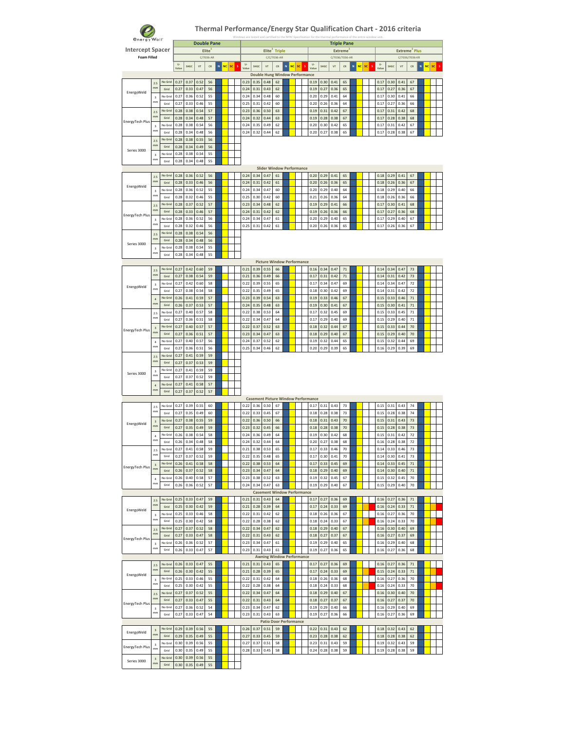# Thermal Performance/Energy Star Qualification Chart - 2016 criteria

Windows are tested and certified to the NFRC Specification for the thermal performance of the entire window unit.

**Intercept Spacer** – Foam Filled

The N, NC, SC and S qualification columns in the original chart are marked with colour only, with no text, so they are left out of the tables below.

- **Double Pane:** Elite[3] (C/7036-AR)
- **Triple Pane:**
  - Elite[3] Triple (C/C/7036-AR)
  - Extreme[3] (C/7036/7036-AR)
  - Extreme[3] Plus (C/7036/7036-KR)

## Double Hung Window Performance

| Product | Spacer | Grid | Elite U-Value | Elite SHGC | Elite VT | Elite CR | Elite Triple U-Value | Elite Triple SHGC | Elite Triple VT | Elite Triple CR | Extreme U-Value | Extreme SHGC | Extreme VT | Extreme CR | Extreme Plus U-Value | Extreme Plus SHGC | Extreme Plus VT | Extreme Plus CR |
|---|---|---|---|---|---|---|---|---|---|---|---|---|---|---|---|---|---|---|
| EnergyWeld | 2.5 mm | No Grid | 0.27 | 0.37 | 0.52 | 56 | 0.23 | 0.35 | 0.48 | 62 | 0.19 | 0.30 | 0.41 | 65 | 0.17 | 0.30 | 0.41 | 67 |
| | | Grid | 0.27 | 0.33 | 0.47 | 56 | 0.24 | 0.31 | 0.43 | 62 | 0.19 | 0.27 | 0.36 | 65 | 0.17 | 0.27 | 0.36 | 67 |
| | 3 mm | No Grid | 0.27 | 0.36 | 0.52 | 55 | 0.24 | 0.34 | 0.48 | 60 | 0.20 | 0.29 | 0.41 | 64 | 0.17 | 0.30 | 0.41 | 66 |
| | | Grid | 0.27 | 0.33 | 0.46 | 55 | 0.25 | 0.31 | 0.42 | 60 | 0.20 | 0.26 | 0.36 | 64 | 0.17 | 0.27 | 0.36 | 66 |
| EnergyTech Plus | 2.5 mm | No Grid | 0.28 | 0.38 | 0.54 | 57 | 0.23 | 0.36 | 0.50 | 63 | 0.19 | 0.31 | 0.42 | 67 | 0.17 | 0.31 | 0.42 | 68 |
| | | Grid | 0.28 | 0.34 | 0.48 | 57 | 0.24 | 0.32 | 0.44 | 63 | 0.19 | 0.28 | 0.38 | 67 | 0.17 | 0.28 | 0.38 | 68 |
| | 3 mm | No Grid | 0.28 | 0.38 | 0.54 | 56 | 0.24 | 0.35 | 0.49 | 62 | 0.20 | 0.30 | 0.42 | 65 | 0.17 | 0.31 | 0.42 | 67 |
| | | Grid | 0.28 | 0.34 | 0.48 | 56 | 0.24 | 0.32 | 0.44 | 62 | 0.20 | 0.27 | 0.38 | 65 | 0.17 | 0.28 | 0.38 | 67 |
| Series 3000 | 2.5 mm | No Grid | 0.28 | 0.38 | 0.55 | 56 | | | | | | | | | | | | |
| | | Grid | 0.28 | 0.34 | 0.49 | 56 | | | | | | | | | | | | |
| | 3 mm | No Grid | 0.28 | 0.38 | 0.54 | 55 | | | | | | | | | | | | |
| | | Grid | 0.28 | 0.34 | 0.48 | 55 | | | | | | | | | | | | |

## Slider Window Performance

| Product | Spacer | Grid | Elite U-Value | Elite SHGC | Elite VT | Elite CR | Elite Triple U-Value | Elite Triple SHGC | Elite Triple VT | Elite Triple CR | Extreme U-Value | Extreme SHGC | Extreme VT | Extreme CR | Extreme Plus U-Value | Extreme Plus SHGC | Extreme Plus VT | Extreme Plus CR |
|---|---|---|---|---|---|---|---|---|---|---|---|---|---|---|---|---|---|---|
| EnergyWeld | 2.5 mm | No Grid | 0.28 | 0.36 | 0.52 | 56 | 0.24 | 0.34 | 0.47 | 61 | 0.20 | 0.29 | 0.41 | 65 | 0.18 | 0.29 | 0.41 | 67 |
| | | Grid | 0.28 | 0.33 | 0.46 | 56 | 0.24 | 0.31 | 0.42 | 61 | 0.20 | 0.26 | 0.36 | 65 | 0.18 | 0.26 | 0.36 | 67 |
| | 3 mm | No Grid | 0.28 | 0.36 | 0.52 | 55 | 0.24 | 0.34 | 0.47 | 60 | 0.20 | 0.29 | 0.40 | 64 | 0.18 | 0.29 | 0.40 | 66 |
| | | Grid | 0.28 | 0.32 | 0.46 | 55 | 0.25 | 0.30 | 0.42 | 60 | 0.21 | 0.26 | 0.36 | 64 | 0.18 | 0.26 | 0.36 | 66 |
| EnergyTech Plus | 2.5 mm | No Grid | 0.28 | 0.37 | 0.52 | 57 | 0.23 | 0.34 | 0.48 | 62 | 0.19 | 0.29 | 0.41 | 66 | 0.17 | 0.30 | 0.41 | 68 |
| | | Grid | 0.28 | 0.33 | 0.46 | 57 | 0.24 | 0.31 | 0.42 | 62 | 0.19 | 0.26 | 0.36 | 66 | 0.17 | 0.27 | 0.36 | 68 |
| | 3 mm | No Grid | 0.28 | 0.36 | 0.52 | 56 | 0.24 | 0.34 | 0.47 | 61 | 0.20 | 0.29 | 0.40 | 65 | 0.17 | 0.29 | 0.40 | 67 |
| | | Grid | 0.28 | 0.32 | 0.46 | 56 | 0.25 | 0.31 | 0.42 | 61 | 0.20 | 0.26 | 0.36 | 65 | 0.17 | 0.26 | 0.36 | 67 |
| Series 3000 | 2.5 mm | No Grid | 0.28 | 0.38 | 0.54 | 56 | | | | | | | | | | | | |
| | | Grid | 0.28 | 0.34 | 0.48 | 56 | | | | | | | | | | | | |
| | 3 mm | No Grid | 0.28 | 0.38 | 0.54 | 55 | | | | | | | | | | | | |
| | | Grid | 0.28 | 0.34 | 0.48 | 55 | | | | | | | | | | | | |

## Picture Window Performance

| Product | Spacer | Grid | Elite U-Value | Elite SHGC | Elite VT | Elite CR | Elite Triple U-Value | Elite Triple SHGC | Elite Triple VT | Elite Triple CR | Extreme U-Value | Extreme SHGC | Extreme VT | Extreme CR | Extreme Plus U-Value | Extreme Plus SHGC | Extreme Plus VT | Extreme Plus CR |
|---|---|---|---|---|---|---|---|---|---|---|---|---|---|---|---|---|---|---|
| EnergyWeld | 2.5 mm | No Grid | 0.27 | 0.42 | 0.60 | 59 | 0.21 | 0.39 | 0.55 | 66 | 0.16 | 0.34 | 0.47 | 71 | 0.14 | 0.34 | 0.47 | 73 |
| | | Grid | 0.27 | 0.38 | 0.54 | 59 | 0.21 | 0.36 | 0.49 | 66 | 0.17 | 0.31 | 0.42 | 71 | 0.14 | 0.31 | 0.42 | 73 |
| | 3 mm | No Grid | 0.27 | 0.42 | 0.60 | 58 | 0.22 | 0.39 | 0.55 | 65 | 0.17 | 0.34 | 0.47 | 69 | 0.14 | 0.34 | 0.47 | 72 |
| | | Grid | 0.27 | 0.38 | 0.54 | 58 | 0.22 | 0.35 | 0.49 | 65 | 0.18 | 0.30 | 0.42 | 69 | 0.14 | 0.31 | 0.42 | 72 |
| | 4 mm | No Grid | 0.26 | 0.41 | 0.59 | 57 | 0.23 | 0.39 | 0.54 | 63 | 0.19 | 0.33 | 0.46 | 67 | 0.15 | 0.33 | 0.46 | 71 |
| | | Grid | 0.26 | 0.37 | 0.53 | 57 | 0.24 | 0.35 | 0.48 | 63 | 0.19 | 0.30 | 0.41 | 67 | 0.15 | 0.30 | 0.41 | 71 |
| EnergyTech Plus | 2.5 mm | No Grid | 0.27 | 0.40 | 0.57 | 58 | 0.22 | 0.38 | 0.53 | 64 | 0.17 | 0.32 | 0.45 | 69 | 0.15 | 0.33 | 0.45 | 71 |
| | | Grid | 0.27 | 0.36 | 0.51 | 58 | 0.22 | 0.34 | 0.47 | 64 | 0.17 | 0.29 | 0.40 | 69 | 0.15 | 0.29 | 0.40 | 71 |
| | 3 mm | No Grid | 0.27 | 0.40 | 0.57 | 57 | 0.22 | 0.37 | 0.52 | 63 | 0.18 | 0.32 | 0.44 | 67 | 0.15 | 0.33 | 0.44 | 70 |
| | | Grid | 0.27 | 0.36 | 0.51 | 57 | 0.23 | 0.34 | 0.47 | 63 | 0.18 | 0.29 | 0.40 | 67 | 0.15 | 0.29 | 0.40 | 70 |
| | 4 mm | No Grid | 0.27 | 0.40 | 0.57 | 56 | 0.24 | 0.37 | 0.52 | 62 | 0.19 | 0.32 | 0.44 | 65 | 0.15 | 0.32 | 0.44 | 69 |
| | | Grid | 0.27 | 0.36 | 0.51 | 56 | 0.25 | 0.34 | 0.46 | 62 | 0.20 | 0.29 | 0.39 | 65 | 0.16 | 0.29 | 0.39 | 69 |
| Series 3000 | 2.5 mm | No Grid | 0.27 | 0.41 | 0.59 | 59 | | | | | | | | | | | | |
| | | Grid | 0.27 | 0.37 | 0.53 | 59 | | | | | | | | | | | | |
| | 3 mm | No Grid | 0.27 | 0.41 | 0.59 | 59 | | | | | | | | | | | | |
| | | Grid | 0.27 | 0.37 | 0.52 | 59 | | | | | | | | | | | | |
| | 4 mm | No Grid | 0.27 | 0.41 | 0.58 | 57 | | | | | | | | | | | | |
| | | Grid | 0.27 | 0.37 | 0.52 | 57 | | | | | | | | | | | | |

## Casement Picture Window Performance

| Product | Spacer | Grid | Elite U-Value | Elite SHGC | Elite VT | Elite CR | Elite Triple U-Value | Elite Triple SHGC | Elite Triple VT | Elite Triple CR | Extreme U-Value | Extreme SHGC | Extreme VT | Extreme CR | Extreme Plus U-Value | Extreme Plus SHGC | Extreme Plus VT | Extreme Plus CR |
|---|---|---|---|---|---|---|---|---|---|---|---|---|---|---|---|---|---|---|
| EnergyWeld | 2.5 mm | No Grid | 0.27 | 0.39 | 0.55 | 60 | 0.22 | 0.36 | 0.50 | 67 | 0.17 | 0.31 | 0.43 | 73 | 0.15 | 0.31 | 0.43 | 74 |
| | | Grid | 0.27 | 0.35 | 0.49 | 60 | 0.22 | 0.33 | 0.45 | 67 | 0.18 | 0.28 | 0.38 | 73 | 0.15 | 0.28 | 0.38 | 74 |
| | 3 mm | No Grid | 0.27 | 0.38 | 0.55 | 59 | 0.22 | 0.36 | 0.50 | 66 | 0.18 | 0.31 | 0.43 | 70 | 0.15 | 0.31 | 0.43 | 73 |
| | | Grid | 0.27 | 0.35 | 0.49 | 59 | 0.23 | 0.32 | 0.45 | 66 | 0.18 | 0.28 | 0.38 | 70 | 0.15 | 0.28 | 0.38 | 73 |
| | 4 mm | No Grid | 0.26 | 0.38 | 0.54 | 58 | 0.24 | 0.36 | 0.49 | 64 | 0.19 | 0.30 | 0.42 | 68 | 0.15 | 0.31 | 0.42 | 72 |
| | | Grid | 0.26 | 0.34 | 0.48 | 58 | 0.24 | 0.32 | 0.44 | 64 | 0.20 | 0.27 | 0.38 | 68 | 0.16 | 0.28 | 0.38 | 72 |
| EnergyTech Plus | 2.5 mm | No Grid | 0.27 | 0.41 | 0.58 | 59 | 0.21 | 0.38 | 0.53 | 65 | 0.17 | 0.33 | 0.46 | 70 | 0.14 | 0.33 | 0.46 | 73 |
| | | Grid | 0.27 | 0.37 | 0.52 | 59 | 0.22 | 0.35 | 0.48 | 65 | 0.17 | 0.30 | 0.41 | 70 | 0.14 | 0.30 | 0.41 | 73 |
| | 3 mm | No Grid | 0.26 | 0.41 | 0.58 | 58 | 0.22 | 0.38 | 0.53 | 64 | 0.17 | 0.33 | 0.45 | 69 | 0.14 | 0.33 | 0.45 | 71 |
| | | Grid | 0.26 | 0.37 | 0.52 | 58 | 0.23 | 0.34 | 0.47 | 64 | 0.18 | 0.29 | 0.40 | 69 | 0.14 | 0.30 | 0.40 | 71 |
| | 4 mm | No Grid | 0.26 | 0.40 | 0.58 | 57 | 0.23 | 0.38 | 0.52 | 63 | 0.19 | 0.32 | 0.45 | 67 | 0.15 | 0.32 | 0.45 | 70 |
| | | Grid | 0.26 | 0.36 | 0.52 | 57 | 0.24 | 0.34 | 0.47 | 63 | 0.19 | 0.29 | 0.40 | 67 | 0.15 | 0.29 | 0.40 | 70 |

## Casement Window Performance

| Product | Spacer | Grid | Elite U-Value | Elite SHGC | Elite VT | Elite CR | Elite Triple U-Value | Elite Triple SHGC | Elite Triple VT | Elite Triple CR | Extreme U-Value | Extreme SHGC | Extreme VT | Extreme CR | Extreme Plus U-Value | Extreme Plus SHGC | Extreme Plus VT | Extreme Plus CR |
|---|---|---|---|---|---|---|---|---|---|---|---|---|---|---|---|---|---|---|
| EnergyWeld | 2.5 mm | No Grid | 0.25 | 0.33 | 0.47 | 59 | 0.21 | 0.31 | 0.43 | 64 | 0.17 | 0.27 | 0.36 | 69 | 0.16 | 0.27 | 0.36 | 71 |
| | | Grid | 0.25 | 0.30 | 0.42 | 59 | 0.21 | 0.28 | 0.39 | 64 | 0.17 | 0.24 | 0.33 | 69 | 0.16 | 0.24 | 0.33 | 71 |
| | 3 mm | No Grid | 0.25 | 0.33 | 0.46 | 58 | 0.22 | 0.31 | 0.42 | 62 | 0.18 | 0.26 | 0.36 | 67 | 0.16 | 0.27 | 0.36 | 70 |
| | | Grid | 0.25 | 0.30 | 0.42 | 58 | 0.22 | 0.28 | 0.38 | 62 | 0.18 | 0.24 | 0.33 | 67 | 0.16 | 0.24 | 0.33 | 70 |
| EnergyTech Plus | 2.5 mm | No Grid | 0.27 | 0.37 | 0.52 | 58 | 0.22 | 0.34 | 0.47 | 62 | 0.18 | 0.29 | 0.40 | 67 | 0.16 | 0.30 | 0.40 | 69 |
| | | Grid | 0.27 | 0.33 | 0.47 | 58 | 0.22 | 0.31 | 0.43 | 62 | 0.18 | 0.27 | 0.37 | 67 | 0.16 | 0.27 | 0.37 | 69 |
| | 3 mm | No Grid | 0.26 | 0.36 | 0.52 | 57 | 0.23 | 0.34 | 0.47 | 61 | 0.19 | 0.29 | 0.40 | 65 | 0.16 | 0.29 | 0.40 | 68 |
| | | Grid | 0.26 | 0.33 | 0.47 | 57 | 0.23 | 0.31 | 0.43 | 61 | 0.19 | 0.27 | 0.36 | 65 | 0.16 | 0.27 | 0.36 | 68 |

## Awning Window Performance

| Product | Spacer | Grid | Elite U-Value | Elite SHGC | Elite VT | Elite CR | Elite Triple U-Value | Elite Triple SHGC | Elite Triple VT | Elite Triple CR | Extreme U-Value | Extreme SHGC | Extreme VT | Extreme CR | Extreme Plus U-Value | Extreme Plus SHGC | Extreme Plus VT | Extreme Plus CR |
|---|---|---|---|---|---|---|---|---|---|---|---|---|---|---|---|---|---|---|
| EnergyWeld | 2.5 mm | No Grid | 0.26 | 0.33 | 0.47 | 55 | 0.21 | 0.31 | 0.43 | 65 | 0.17 | 0.27 | 0.36 | 69 | 0.16 | 0.27 | 0.36 | 71 |
| | | Grid | 0.26 | 0.30 | 0.42 | 55 | 0.21 | 0.28 | 0.39 | 65 | 0.17 | 0.24 | 0.33 | 69 | 0.15 | 0.24 | 0.33 | 71 |
| | 3 mm | No Grid | 0.25 | 0.33 | 0.46 | 55 | 0.22 | 0.31 | 0.42 | 64 | 0.18 | 0.26 | 0.36 | 68 | 0.16 | 0.27 | 0.36 | 70 |
| | | Grid | 0.25 | 0.30 | 0.42 | 55 | 0.22 | 0.28 | 0.38 | 64 | 0.18 | 0.24 | 0.33 | 68 | 0.16 | 0.24 | 0.33 | 70 |
| EnergyTech Plus | 2.5 mm | No Grid | 0.27 | 0.37 | 0.52 | 55 | 0.22 | 0.34 | 0.47 | 64 | 0.18 | 0.29 | 0.40 | 67 | 0.16 | 0.30 | 0.40 | 70 |
| | | Grid | 0.27 | 0.33 | 0.47 | 55 | 0.22 | 0.31 | 0.43 | 64 | 0.18 | 0.27 | 0.37 | 67 | 0.16 | 0.27 | 0.37 | 70 |
| | 3 mm | No Grid | 0.27 | 0.36 | 0.52 | 54 | 0.23 | 0.34 | 0.47 | 62 | 0.19 | 0.29 | 0.40 | 66 | 0.16 | 0.29 | 0.40 | 69 |
| | | Grid | 0.27 | 0.33 | 0.47 | 54 | 0.23 | 0.31 | 0.43 | 63 | 0.19 | 0.27 | 0.36 | 66 | 0.16 | 0.27 | 0.36 | 69 |

## Patio Door Performance

| Product | Spacer | Grid | Elite U-Value | Elite SHGC | Elite VT | Elite CR | Elite Triple U-Value | Elite Triple SHGC | Elite Triple VT | Elite Triple CR | Extreme U-Value | Extreme SHGC | Extreme VT | Extreme CR | Extreme Plus U-Value | Extreme Plus SHGC | Extreme Plus VT | Extreme Plus CR |
|---|---|---|---|---|---|---|---|---|---|---|---|---|---|---|---|---|---|---|
| EnergyWeld | 3 mm | No Grid | 0.29 | 0.39 | 0.56 | 55 | 0.26 | 0.37 | 0.51 | 59 | 0.22 | 0.31 | 0.43 | 62 | 0.18 | 0.32 | 0.43 | 62 |
| | | Grid | 0.29 | 0.35 | 0.49 | 55 | 0.27 | 0.33 | 0.45 | 59 | 0.23 | 0.28 | 0.38 | 62 | 0.18 | 0.28 | 0.38 | 62 |
| EnergyTech Plus | 3 mm | No Grid | 0.30 | 0.39 | 0.56 | 55 | 0.27 | 0.37 | 0.51 | 58 | 0.23 | 0.31 | 0.43 | 59 | 0.19 | 0.32 | 0.43 | 59 |
| | | Grid | 0.30 | 0.35 | 0.49 | 55 | 0.28 | 0.33 | 0.45 | 58 | 0.24 | 0.28 | 0.38 | 59 | 0.19 | 0.28 | 0.38 | 59 |
| Series 3000 | 3 mm | No Grid | 0.30 | 0.39 | 0.56 | 55 | | | | | | | | | | | | |
| | | Grid | 0.30 | 0.35 | 0.49 | 55 | | | | | | | | | | | | |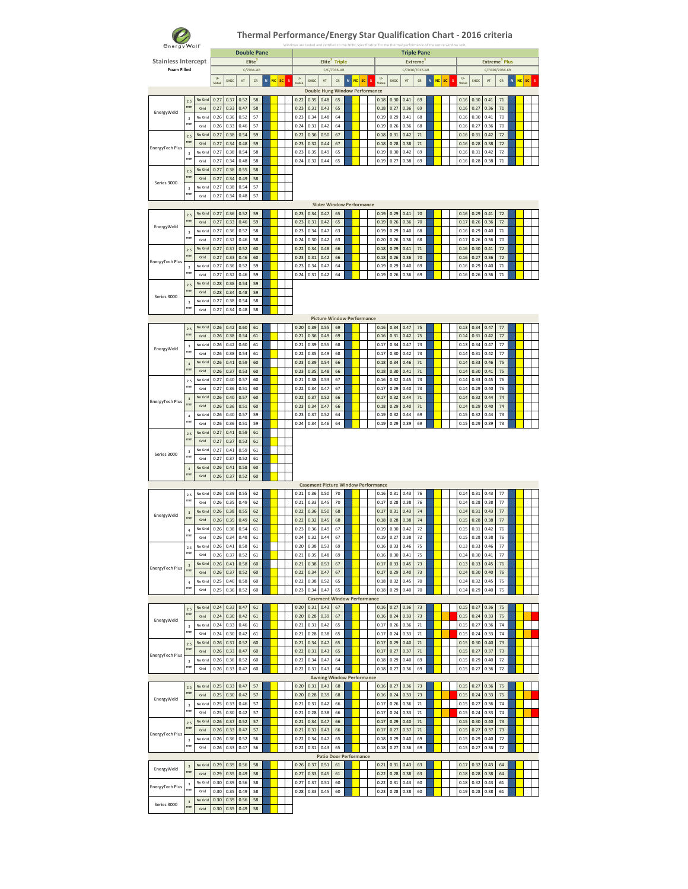# Thermal Performance/Energy Star Qualification Chart - 2016 criteria

Windows are tested and certified to the NFRC Specification for the thermal performance of the entire window unit.

**Stainless Intercept Foam Filled**

| | | | Double Pane | | | | | | | | Triple Pane | | | | | | | | | | | | | | | | | | | | | | | |
|---|---|---|---|---|---|---|---|---|---|---|---|---|---|---|---|---|---|---|---|---|---|---|---|---|---|---|---|---|---|---|---|---|---|---|
| | | | Elite[1] C/7036-AR | | | | | | | | Elite[2] Triple C/C/7036-AR | | | | | | | | Extreme[3] C/7036/7036-AR | | | | | | | | Extreme[3] Plus C/7036/7036-KR | | | | | | | |
| | | | U-Value | SHGC | VT | CR | N | NC | SC | S | U-Value | SHGC | VT | CR | N | NC | SC | S | U-Value | SHGC | VT | CR | N | NC | SC | S | U-Value | SHGC | VT | CR | N | NC | SC | S |
| **Double Hung Window Performance** | | | | | | | | | | | | | | | | | | | | | | | | | | | | | | | | | | |
| EnergyWeld | 2.5 mm | No Grid | 0.27 | 0.37 | 0.52 | 58 | | | | | 0.22 | 0.35 | 0.48 | 65 | | | | | 0.18 | 0.30 | 0.41 | 69 | | | | | 0.16 | 0.30 | 0.41 | 71 | | | | |
| | | Grid | 0.27 | 0.33 | 0.47 | 58 | | | | | 0.23 | 0.31 | 0.43 | 65 | | | | | 0.18 | 0.27 | 0.36 | 69 | | | | | 0.16 | 0.27 | 0.36 | 71 | | | | |
| | 3 mm | No Grid | 0.26 | 0.36 | 0.52 | 57 | | | | | 0.23 | 0.34 | 0.48 | 64 | | | | | 0.19 | 0.29 | 0.41 | 68 | | | | | 0.16 | 0.30 | 0.41 | 70 | | | | |
| | | Grid | 0.26 | 0.33 | 0.46 | 57 | | | | | 0.24 | 0.31 | 0.42 | 64 | | | | | 0.19 | 0.26 | 0.36 | 68 | | | | | 0.16 | 0.27 | 0.36 | 70 | | | | |
| EnergyTech Plus | 2.5 mm | No Grid | 0.27 | 0.38 | 0.54 | 59 | | | | | 0.22 | 0.36 | 0.50 | 67 | | | | | 0.18 | 0.31 | 0.42 | 71 | | | | | 0.16 | 0.31 | 0.42 | 72 | | | | |
| | | Grid | 0.27 | 0.34 | 0.48 | 59 | | | | | 0.23 | 0.32 | 0.44 | 67 | | | | | 0.18 | 0.28 | 0.38 | 71 | | | | | 0.16 | 0.28 | 0.38 | 72 | | | | |
| | 3 mm | No Grid | 0.27 | 0.38 | 0.54 | 58 | | | | | 0.23 | 0.35 | 0.49 | 65 | | | | | 0.19 | 0.30 | 0.42 | 69 | | | | | 0.16 | 0.31 | 0.42 | 72 | | | | |
| | | Grid | 0.27 | 0.34 | 0.48 | 58 | | | | | 0.24 | 0.32 | 0.44 | 65 | | | | | 0.19 | 0.27 | 0.38 | 69 | | | | | 0.16 | 0.28 | 0.38 | 71 | | | | |
| Series 3000 | 2.5 mm | No Grid | 0.27 | 0.38 | 0.55 | 58 | | | | | | | | | | | | | | | | | | | | | | | | | | | | |
| | | Grid | 0.27 | 0.34 | 0.49 | 58 | | | | | | | | | | | | | | | | | | | | | | | | | | | | |
| | 3 mm | No Grid | 0.27 | 0.38 | 0.54 | 57 | | | | | | | | | | | | | | | | | | | | | | | | | | | | |
| | | Grid | 0.27 | 0.34 | 0.48 | 57 | | | | | | | | | | | | | | | | | | | | | | | | | | | | |
| **Slider Window Performance** | | | | | | | | | | | | | | | | | | | | | | | | | | | | | | | | | | |
| EnergyWeld | 2.5 mm | No Grid | 0.27 | 0.36 | 0.52 | 59 | | | | | 0.23 | 0.34 | 0.47 | 65 | | | | | 0.19 | 0.29 | 0.41 | 70 | | | | | 0.16 | 0.29 | 0.41 | 72 | | | | |
| | | Grid | 0.27 | 0.33 | 0.46 | 59 | | | | | 0.23 | 0.31 | 0.42 | 65 | | | | | 0.19 | 0.26 | 0.36 | 70 | | | | | 0.17 | 0.26 | 0.36 | 72 | | | | |
| | 3 mm | No Grid | 0.27 | 0.36 | 0.52 | 58 | | | | | 0.23 | 0.34 | 0.47 | 63 | | | | | 0.19 | 0.29 | 0.40 | 68 | | | | | 0.16 | 0.29 | 0.40 | 71 | | | | |
| | | Grid | 0.27 | 0.32 | 0.46 | 58 | | | | | 0.24 | 0.30 | 0.42 | 63 | | | | | 0.20 | 0.26 | 0.36 | 68 | | | | | 0.17 | 0.26 | 0.36 | 70 | | | | |
| EnergyTech Plus | 2.5 mm | No Grid | 0.27 | 0.37 | 0.52 | 60 | | | | | 0.22 | 0.34 | 0.48 | 66 | | | | | 0.18 | 0.29 | 0.41 | 71 | | | | | 0.16 | 0.30 | 0.41 | 72 | | | | |
| | | Grid | 0.27 | 0.33 | 0.46 | 60 | | | | | 0.23 | 0.31 | 0.42 | 66 | | | | | 0.18 | 0.26 | 0.36 | 70 | | | | | 0.16 | 0.27 | 0.36 | 72 | | | | |
| | 3 mm | No Grid | 0.27 | 0.36 | 0.52 | 59 | | | | | 0.23 | 0.34 | 0.47 | 64 | | | | | 0.19 | 0.29 | 0.40 | 69 | | | | | 0.16 | 0.29 | 0.40 | 71 | | | | |
| | | Grid | 0.27 | 0.32 | 0.46 | 59 | | | | | 0.24 | 0.31 | 0.42 | 64 | | | | | 0.19 | 0.26 | 0.36 | 69 | | | | | 0.16 | 0.26 | 0.36 | 71 | | | | |
| Series 3000 | 2.5 mm | No Grid | 0.28 | 0.38 | 0.54 | 59 | | | | | | | | | | | | | | | | | | | | | | | | | | | | |
| | | Grid | 0.28 | 0.34 | 0.48 | 59 | | | | | | | | | | | | | | | | | | | | | | | | | | | | |
| | 3 mm | No Grid | 0.27 | 0.38 | 0.54 | 58 | | | | | | | | | | | | | | | | | | | | | | | | | | | | |
| | | Grid | 0.27 | 0.34 | 0.48 | 58 | | | | | | | | | | | | | | | | | | | | | | | | | | | | |
| **Picture Window Performance** | | | | | | | | | | | | | | | | | | | | | | | | | | | | | | | | | | |
| EnergyWeld | 2.5 mm | No Grid | 0.26 | 0.42 | 0.60 | 61 | | | | | 0.20 | 0.39 | 0.55 | 69 | | | | | 0.16 | 0.34 | 0.47 | 75 | | | | | 0.13 | 0.34 | 0.47 | 77 | | | | |
| | | Grid | 0.26 | 0.38 | 0.54 | 61 | | | | | 0.21 | 0.36 | 0.49 | 69 | | | | | 0.16 | 0.31 | 0.42 | 75 | | | | | 0.14 | 0.31 | 0.42 | 77 | | | | |
| | 3 mm | No Grid | 0.26 | 0.42 | 0.60 | 61 | | | | | 0.21 | 0.39 | 0.55 | 68 | | | | | 0.17 | 0.34 | 0.47 | 73 | | | | | 0.13 | 0.34 | 0.47 | 77 | | | | |
| | | Grid | 0.26 | 0.38 | 0.54 | 61 | | | | | 0.22 | 0.35 | 0.49 | 68 | | | | | 0.17 | 0.30 | 0.42 | 73 | | | | | 0.14 | 0.31 | 0.42 | 77 | | | | |
| | 4 mm | No Grid | 0.26 | 0.41 | 0.59 | 60 | | | | | 0.23 | 0.39 | 0.54 | 66 | | | | | 0.18 | 0.34 | 0.46 | 71 | | | | | 0.14 | 0.33 | 0.46 | 75 | | | | |
| | | Grid | 0.26 | 0.37 | 0.53 | 60 | | | | | 0.23 | 0.35 | 0.48 | 66 | | | | | 0.18 | 0.30 | 0.41 | 71 | | | | | 0.14 | 0.30 | 0.41 | 75 | | | | |
| EnergyTech Plus | 2.5 mm | No Grid | 0.27 | 0.40 | 0.57 | 60 | | | | | 0.21 | 0.38 | 0.53 | 67 | | | | | 0.16 | 0.32 | 0.45 | 73 | | | | | 0.14 | 0.33 | 0.45 | 76 | | | | |
| | | Grid | 0.27 | 0.36 | 0.51 | 60 | | | | | 0.22 | 0.34 | 0.47 | 67 | | | | | 0.17 | 0.29 | 0.40 | 73 | | | | | 0.14 | 0.29 | 0.40 | 76 | | | | |
| | 3 mm | No Grid | 0.26 | 0.40 | 0.57 | 60 | | | | | 0.22 | 0.37 | 0.52 | 66 | | | | | 0.17 | 0.32 | 0.44 | 71 | | | | | 0.14 | 0.32 | 0.44 | 74 | | | | |
| | | Grid | 0.26 | 0.36 | 0.51 | 60 | | | | | 0.23 | 0.34 | 0.47 | 66 | | | | | 0.18 | 0.29 | 0.40 | 71 | | | | | 0.14 | 0.29 | 0.40 | 74 | | | | |
| | 4 mm | No Grid | 0.26 | 0.40 | 0.57 | 59 | | | | | 0.23 | 0.37 | 0.52 | 64 | | | | | 0.19 | 0.32 | 0.44 | 69 | | | | | 0.15 | 0.32 | 0.44 | 73 | | | | |
| | | Grid | 0.26 | 0.36 | 0.51 | 59 | | | | | 0.24 | 0.34 | 0.46 | 64 | | | | | 0.19 | 0.29 | 0.39 | 69 | | | | | 0.15 | 0.29 | 0.39 | 73 | | | | |
| Series 3000 | 2.5 mm | No Grid | 0.27 | 0.41 | 0.59 | 61 | | | | | | | | | | | | | | | | | | | | | | | | | | | | |
| | | Grid | 0.27 | 0.37 | 0.53 | 61 | | | | | | | | | | | | | | | | | | | | | | | | | | | | |
| | 3 mm | No Grid | 0.27 | 0.41 | 0.59 | 61 | | | | | | | | | | | | | | | | | | | | | | | | | | | | |
| | | Grid | 0.27 | 0.37 | 0.52 | 61 | | | | | | | | | | | | | | | | | | | | | | | | | | | | |
| | 4 mm | No Grid | 0.26 | 0.41 | 0.58 | 60 | | | | | | | | | | | | | | | | | | | | | | | | | | | | |
| | | Grid | 0.26 | 0.37 | 0.52 | 60 | | | | | | | | | | | | | | | | | | | | | | | | | | | | |
| **Casement Picture Window Performance** | | | | | | | | | | | | | | | | | | | | | | | | | | | | | | | | | | |
| EnergyWeld | 2.5 mm | No Grid | 0.26 | 0.39 | 0.55 | 62 | | | | | 0.21 | 0.36 | 0.50 | 70 | | | | | 0.16 | 0.31 | 0.43 | 76 | | | | | 0.14 | 0.31 | 0.43 | 77 | | | | |
| | | Grid | 0.26 | 0.35 | 0.49 | 62 | | | | | 0.21 | 0.33 | 0.45 | 70 | | | | | 0.17 | 0.28 | 0.38 | 76 | | | | | 0.14 | 0.28 | 0.38 | 77 | | | | |
| | 3 mm | No Grid | 0.26 | 0.38 | 0.55 | 62 | | | | | 0.22 | 0.36 | 0.50 | 68 | | | | | 0.17 | 0.31 | 0.43 | 74 | | | | | 0.14 | 0.31 | 0.43 | 77 | | | | |
| | | Grid | 0.26 | 0.35 | 0.49 | 62 | | | | | 0.22 | 0.32 | 0.45 | 68 | | | | | 0.18 | 0.28 | 0.38 | 74 | | | | | 0.15 | 0.28 | 0.38 | 77 | | | | |
| | 4 mm | No Grid | 0.26 | 0.38 | 0.54 | 61 | | | | | 0.23 | 0.36 | 0.49 | 67 | | | | | 0.19 | 0.30 | 0.42 | 72 | | | | | 0.15 | 0.31 | 0.42 | 76 | | | | |
| | | Grid | 0.26 | 0.34 | 0.48 | 61 | | | | | 0.24 | 0.32 | 0.44 | 67 | | | | | 0.19 | 0.27 | 0.38 | 72 | | | | | 0.15 | 0.28 | 0.38 | 76 | | | | |
| EnergyTech Plus | 2.5 mm | No Grid | 0.26 | 0.41 | 0.58 | 61 | | | | | 0.20 | 0.38 | 0.53 | 69 | | | | | 0.16 | 0.33 | 0.46 | 75 | | | | | 0.13 | 0.33 | 0.46 | 77 | | | | |
| | | Grid | 0.26 | 0.37 | 0.52 | 61 | | | | | 0.21 | 0.35 | 0.48 | 69 | | | | | 0.16 | 0.30 | 0.41 | 75 | | | | | 0.14 | 0.30 | 0.41 | 77 | | | | |
| | 3 mm | No Grid | 0.26 | 0.41 | 0.58 | 60 | | | | | 0.21 | 0.38 | 0.53 | 67 | | | | | 0.17 | 0.33 | 0.45 | 73 | | | | | 0.13 | 0.33 | 0.45 | 76 | | | | |
| | | Grid | 0.26 | 0.37 | 0.52 | 60 | | | | | 0.22 | 0.34 | 0.47 | 67 | | | | | 0.17 | 0.29 | 0.40 | 73 | | | | | 0.14 | 0.30 | 0.40 | 76 | | | | |
| | 4 mm | No Grid | 0.25 | 0.40 | 0.58 | 60 | | | | | 0.22 | 0.38 | 0.52 | 65 | | | | | 0.18 | 0.32 | 0.45 | 70 | | | | | 0.14 | 0.32 | 0.45 | 75 | | | | |
| | | Grid | 0.25 | 0.36 | 0.52 | 60 | | | | | 0.23 | 0.34 | 0.47 | 65 | | | | | 0.18 | 0.29 | 0.40 | 70 | | | | | 0.14 | 0.29 | 0.40 | 75 | | | | |
| **Casement Window Performance** | | | | | | | | | | | | | | | | | | | | | | | | | | | | | | | | | | |
| EnergyWeld | 2.5 mm | No Grid | 0.24 | 0.33 | 0.47 | 61 | | | | | 0.20 | 0.31 | 0.43 | 67 | | | | | 0.16 | 0.27 | 0.36 | 73 | | | | | 0.15 | 0.27 | 0.36 | 75 | | | | |
| | | Grid | 0.24 | 0.30 | 0.42 | 61 | | | | | 0.20 | 0.28 | 0.39 | 67 | | | | | 0.16 | 0.24 | 0.33 | 73 | | | | | 0.15 | 0.24 | 0.33 | 75 | | | | |
| | 3 mm | No Grid | 0.24 | 0.33 | 0.46 | 61 | | | | | 0.21 | 0.31 | 0.42 | 65 | | | | | 0.17 | 0.26 | 0.36 | 71 | | | | | 0.15 | 0.27 | 0.36 | 74 | | | | |
| | | Grid | 0.24 | 0.30 | 0.42 | 61 | | | | | 0.21 | 0.28 | 0.38 | 65 | | | | | 0.17 | 0.24 | 0.33 | 71 | | | | | 0.15 | 0.24 | 0.33 | 74 | | | | |
| EnergyTech Plus | 2.5 mm | No Grid | 0.26 | 0.37 | 0.52 | 60 | | | | | 0.21 | 0.34 | 0.47 | 65 | | | | | 0.17 | 0.29 | 0.40 | 71 | | | | | 0.15 | 0.30 | 0.40 | 73 | | | | |
| | | Grid | 0.26 | 0.33 | 0.47 | 60 | | | | | 0.22 | 0.31 | 0.43 | 65 | | | | | 0.17 | 0.27 | 0.37 | 71 | | | | | 0.15 | 0.27 | 0.37 | 73 | | | | |
| | 3 mm | No Grid | 0.26 | 0.36 | 0.52 | 60 | | | | | 0.22 | 0.34 | 0.47 | 64 | | | | | 0.18 | 0.29 | 0.40 | 69 | | | | | 0.15 | 0.29 | 0.40 | 72 | | | | |
| | | Grid | 0.26 | 0.33 | 0.47 | 60 | | | | | 0.22 | 0.31 | 0.43 | 64 | | | | | 0.18 | 0.27 | 0.36 | 69 | | | | | 0.15 | 0.27 | 0.36 | 72 | | | | |
| **Awning Window Performance** | | | | | | | | | | | | | | | | | | | | | | | | | | | | | | | | | | |
| EnergyWeld | 2.5 mm | No Grid | 0.25 | 0.33 | 0.47 | 57 | | | | | 0.20 | 0.31 | 0.43 | 68 | | | | | 0.16 | 0.27 | 0.36 | 73 | | | | | 0.15 | 0.27 | 0.36 | 75 | | | | |
| | | Grid | 0.25 | 0.30 | 0.42 | 57 | | | | | 0.20 | 0.28 | 0.39 | 68 | | | | | 0.16 | 0.24 | 0.33 | 73 | | | | | 0.15 | 0.24 | 0.33 | 75 | | | | |
| | 3 mm | No Grid | 0.25 | 0.33 | 0.46 | 57 | | | | | 0.21 | 0.31 | 0.42 | 66 | | | | | 0.17 | 0.26 | 0.36 | 71 | | | | | 0.15 | 0.27 | 0.36 | 74 | | | | |
| | | Grid | 0.25 | 0.30 | 0.42 | 57 | | | | | 0.21 | 0.28 | 0.38 | 66 | | | | | 0.17 | 0.24 | 0.33 | 71 | | | | | 0.15 | 0.24 | 0.33 | 74 | | | | |
| EnergyTech Plus | 2.5 mm | No Grid | 0.26 | 0.37 | 0.52 | 57 | | | | | 0.21 | 0.34 | 0.47 | 66 | | | | | 0.17 | 0.29 | 0.40 | 71 | | | | | 0.15 | 0.30 | 0.40 | 73 | | | | |
| | | Grid | 0.26 | 0.33 | 0.47 | 57 | | | | | 0.21 | 0.31 | 0.43 | 66 | | | | | 0.17 | 0.27 | 0.37 | 71 | | | | | 0.15 | 0.27 | 0.37 | 73 | | | | |
| | 3 mm | No Grid | 0.26 | 0.36 | 0.52 | 56 | | | | | 0.22 | 0.34 | 0.47 | 65 | | | | | 0.18 | 0.29 | 0.40 | 69 | | | | | 0.15 | 0.29 | 0.40 | 72 | | | | |
| | | Grid | 0.26 | 0.33 | 0.47 | 56 | | | | | 0.22 | 0.31 | 0.43 | 65 | | | | | 0.18 | 0.27 | 0.36 | 69 | | | | | 0.15 | 0.27 | 0.36 | 72 | | | | |
| **Patio Door Performance** | | | | | | | | | | | | | | | | | | | | | | | | | | | | | | | | | | |
| EnergyWeld | 3 mm | No Grid | 0.29 | 0.39 | 0.56 | 58 | | | | | 0.26 | 0.37 | 0.51 | 61 | | | | | 0.21 | 0.31 | 0.43 | 63 | | | | | 0.17 | 0.32 | 0.43 | 64 | | | | |
| | | Grid | 0.29 | 0.35 | 0.49 | 58 | | | | | 0.27 | 0.33 | 0.45 | 61 | | | | | 0.22 | 0.28 | 0.38 | 63 | | | | | 0.18 | 0.28 | 0.38 | 64 | | | | |
| EnergyTech Plus | 3 mm | No Grid | 0.30 | 0.39 | 0.56 | 58 | | | | | 0.27 | 0.37 | 0.51 | 60 | | | | | 0.22 | 0.31 | 0.43 | 60 | | | | | 0.18 | 0.32 | 0.43 | 61 | | | | |
| | | Grid | 0.30 | 0.35 | 0.49 | 58 | | | | | 0.28 | 0.33 | 0.45 | 60 | | | | | 0.23 | 0.28 | 0.38 | 60 | | | | | 0.19 | 0.28 | 0.38 | 61 | | | | |
| Series 3000 | 3 mm | No Grid | 0.30 | 0.39 | 0.56 | 58 | | | | | | | | | | | | | | | | | | | | | | | | | | | | |
| | | Grid | 0.30 | 0.35 | 0.49 | 58 | | | | | | | | | | | | | | | | | | | | | | | | | | | | |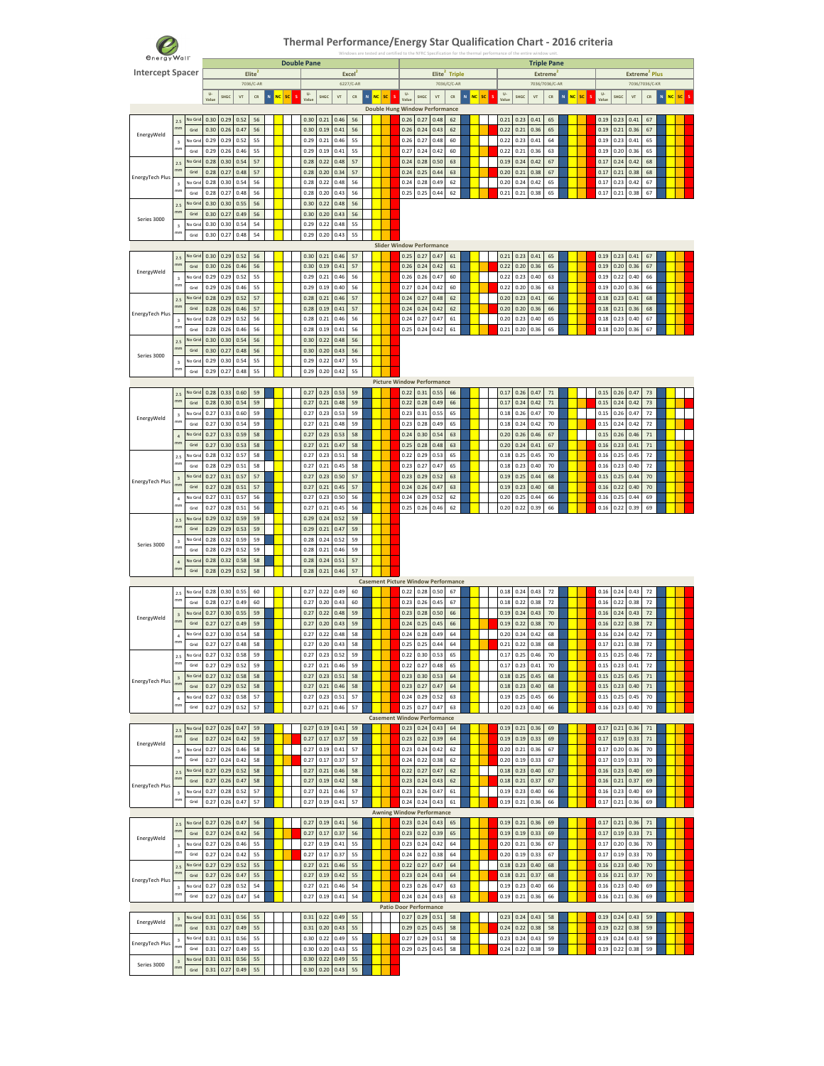# Thermal Performance/Energy Star Qualification Chart - 2016 criteria

Windows are tested and certified to the NFRC Specification for the thermal performance of the entire window unit.

EnergyWall

**Intercept Spacer**

| | | | Double Pane | | | | | | | | Triple Pane | | | | | | | | | | | |
|---|---|---|---|---|---|---|---|---|---|---|---|---|---|---|---|---|---|---|---|---|---|---|
| | | | Elite[2] 7036/C-AR | | | | Excel[2] 6227/C-AR | | | | Elite[2] Triple 7036/C/C-AR | | | | Extreme[2] 7036/7036/C-AR | | | | Extreme[2] Plus 7036/7036/C-KR | | | |
| | | | U-Value | SHGC | VT | CR | U-Value | SHGC | VT | CR | U-Value | SHGC | VT | CR | U-Value | SHGC | VT | CR | U-Value | SHGC | VT | CR |
| **Double Hung Window Performance** | | | | | | | | | | | | | | | | | | | | | | |
| EnergyWeld | 2.5 mm | No Grid | 0.30 | 0.29 | 0.52 | 56 | 0.30 | 0.21 | 0.46 | 56 | 0.26 | 0.27 | 0.48 | 62 | 0.21 | 0.23 | 0.41 | 65 | 0.19 | 0.23 | 0.41 | 67 |
| | | Grid | 0.30 | 0.26 | 0.47 | 56 | 0.30 | 0.19 | 0.41 | 56 | 0.26 | 0.24 | 0.43 | 62 | 0.22 | 0.21 | 0.36 | 65 | 0.19 | 0.21 | 0.36 | 67 |
| | 3 mm | No Grid | 0.29 | 0.29 | 0.52 | 55 | 0.29 | 0.21 | 0.46 | 55 | 0.26 | 0.27 | 0.48 | 60 | 0.22 | 0.23 | 0.41 | 64 | 0.19 | 0.23 | 0.41 | 65 |
| | | Grid | 0.29 | 0.26 | 0.46 | 55 | 0.29 | 0.19 | 0.41 | 55 | 0.27 | 0.24 | 0.42 | 60 | 0.22 | 0.21 | 0.36 | 63 | 0.19 | 0.20 | 0.36 | 65 |
| EnergyTech Plus | 2.5 mm | No Grid | 0.28 | 0.30 | 0.54 | 57 | 0.28 | 0.22 | 0.48 | 57 | 0.24 | 0.28 | 0.50 | 63 | 0.19 | 0.24 | 0.42 | 67 | 0.17 | 0.24 | 0.42 | 68 |
| | | Grid | 0.28 | 0.27 | 0.48 | 57 | 0.28 | 0.20 | 0.34 | 57 | 0.24 | 0.25 | 0.44 | 63 | 0.20 | 0.21 | 0.38 | 67 | 0.17 | 0.21 | 0.38 | 68 |
| | 3 mm | No Grid | 0.28 | 0.30 | 0.54 | 56 | 0.28 | 0.22 | 0.48 | 56 | 0.24 | 0.28 | 0.49 | 62 | 0.20 | 0.24 | 0.42 | 65 | 0.17 | 0.23 | 0.42 | 67 |
| | | Grid | 0.28 | 0.27 | 0.48 | 56 | 0.28 | 0.20 | 0.43 | 56 | 0.25 | 0.25 | 0.44 | 62 | 0.21 | 0.21 | 0.38 | 65 | 0.17 | 0.21 | 0.38 | 67 |
| Series 3000 | 2.5 mm | No Grid | 0.30 | 0.30 | 0.55 | 56 | 0.30 | 0.22 | 0.48 | 56 | | | | | | | | | | | | |
| | | Grid | 0.30 | 0.27 | 0.49 | 56 | 0.30 | 0.20 | 0.43 | 56 | | | | | | | | | | | | |
| | 3 mm | No Grid | 0.30 | 0.30 | 0.54 | 54 | 0.29 | 0.22 | 0.48 | 55 | | | | | | | | | | | | |
| | | Grid | 0.30 | 0.27 | 0.48 | 54 | 0.29 | 0.20 | 0.43 | 55 | | | | | | | | | | | | |
| **Slider Window Performance** | | | | | | | | | | | | | | | | | | | | | | |
| EnergyWeld | 2.5 mm | No Grid | 0.30 | 0.29 | 0.52 | 56 | 0.30 | 0.21 | 0.46 | 57 | 0.25 | 0.27 | 0.47 | 61 | 0.21 | 0.23 | 0.41 | 65 | 0.19 | 0.23 | 0.41 | 67 |
| | | Grid | 0.30 | 0.26 | 0.46 | 56 | 0.30 | 0.19 | 0.41 | 57 | 0.26 | 0.24 | 0.42 | 61 | 0.22 | 0.20 | 0.36 | 65 | 0.19 | 0.20 | 0.36 | 67 |
| | 3 mm | No Grid | 0.29 | 0.29 | 0.52 | 55 | 0.29 | 0.21 | 0.46 | 56 | 0.26 | 0.26 | 0.47 | 60 | 0.22 | 0.23 | 0.40 | 63 | 0.19 | 0.22 | 0.40 | 66 |
| | | Grid | 0.29 | 0.26 | 0.46 | 55 | 0.29 | 0.19 | 0.40 | 56 | 0.27 | 0.24 | 0.42 | 60 | 0.22 | 0.20 | 0.36 | 63 | 0.19 | 0.20 | 0.36 | 66 |
| EnergyTech Plus | 2.5 mm | No Grid | 0.28 | 0.29 | 0.52 | 57 | 0.28 | 0.21 | 0.46 | 57 | 0.24 | 0.27 | 0.48 | 62 | 0.20 | 0.23 | 0.41 | 66 | 0.18 | 0.23 | 0.41 | 68 |
| | | Grid | 0.28 | 0.26 | 0.46 | 57 | 0.28 | 0.19 | 0.41 | 57 | 0.24 | 0.24 | 0.42 | 62 | 0.20 | 0.20 | 0.36 | 66 | 0.18 | 0.21 | 0.36 | 68 |
| | 3 mm | No Grid | 0.28 | 0.29 | 0.52 | 56 | 0.28 | 0.21 | 0.46 | 56 | 0.24 | 0.27 | 0.47 | 61 | 0.20 | 0.23 | 0.40 | 65 | 0.18 | 0.23 | 0.40 | 67 |
| | | Grid | 0.28 | 0.26 | 0.46 | 56 | 0.28 | 0.19 | 0.41 | 56 | 0.25 | 0.24 | 0.42 | 61 | 0.21 | 0.20 | 0.36 | 65 | 0.18 | 0.20 | 0.36 | 67 |
| Series 3000 | 2.5 mm | No Grid | 0.30 | 0.30 | 0.54 | 56 | 0.30 | 0.22 | 0.48 | 56 | | | | | | | | | | | | |
| | | Grid | 0.30 | 0.27 | 0.48 | 56 | 0.30 | 0.20 | 0.43 | 56 | | | | | | | | | | | | |
| | 3 mm | No Grid | 0.29 | 0.30 | 0.54 | 55 | 0.29 | 0.22 | 0.47 | 55 | | | | | | | | | | | | |
| | | Grid | 0.29 | 0.27 | 0.48 | 55 | 0.29 | 0.20 | 0.42 | 55 | | | | | | | | | | | | |
| **Picture Window Performance** | | | | | | | | | | | | | | | | | | | | | | |
| EnergyWeld | 2.5 mm | No Grid | 0.28 | 0.33 | 0.60 | 59 | 0.27 | 0.23 | 0.53 | 59 | 0.22 | 0.31 | 0.55 | 66 | 0.17 | 0.26 | 0.47 | 71 | 0.15 | 0.26 | 0.47 | 73 |
| | | Grid | 0.28 | 0.30 | 0.54 | 59 | 0.27 | 0.21 | 0.48 | 59 | 0.22 | 0.28 | 0.49 | 66 | 0.17 | 0.24 | 0.42 | 71 | 0.15 | 0.24 | 0.42 | 73 |
| | 3 mm | No Grid | 0.27 | 0.33 | 0.60 | 59 | 0.27 | 0.23 | 0.53 | 59 | 0.23 | 0.31 | 0.55 | 65 | 0.18 | 0.26 | 0.47 | 70 | 0.15 | 0.26 | 0.47 | 72 |
| | | Grid | 0.27 | 0.30 | 0.54 | 59 | 0.27 | 0.21 | 0.48 | 59 | 0.23 | 0.28 | 0.49 | 65 | 0.18 | 0.24 | 0.42 | 70 | 0.15 | 0.24 | 0.42 | 72 |
| | 4 mm | No Grid | 0.27 | 0.33 | 0.59 | 58 | 0.27 | 0.23 | 0.53 | 58 | 0.24 | 0.30 | 0.54 | 63 | 0.20 | 0.26 | 0.46 | 67 | 0.15 | 0.26 | 0.46 | 71 |
| | | Grid | 0.27 | 0.30 | 0.53 | 58 | 0.27 | 0.21 | 0.47 | 58 | 0.25 | 0.28 | 0.48 | 63 | 0.20 | 0.24 | 0.41 | 67 | 0.16 | 0.23 | 0.41 | 71 |
| EnergyTech Plus | 2.5 mm | No Grid | 0.28 | 0.32 | 0.57 | 58 | 0.27 | 0.23 | 0.51 | 58 | 0.22 | 0.29 | 0.53 | 65 | 0.18 | 0.25 | 0.45 | 70 | 0.16 | 0.25 | 0.45 | 72 |
| | | Grid | 0.28 | 0.29 | 0.51 | 58 | 0.27 | 0.21 | 0.45 | 58 | 0.23 | 0.27 | 0.47 | 65 | 0.18 | 0.23 | 0.40 | 70 | 0.16 | 0.23 | 0.40 | 72 |
| | 3 mm | No Grid | 0.27 | 0.31 | 0.57 | 57 | 0.27 | 0.23 | 0.50 | 57 | 0.23 | 0.29 | 0.52 | 63 | 0.19 | 0.25 | 0.44 | 68 | 0.15 | 0.25 | 0.44 | 70 |
| | | Grid | 0.27 | 0.28 | 0.51 | 57 | 0.27 | 0.21 | 0.45 | 57 | 0.24 | 0.26 | 0.47 | 63 | 0.19 | 0.23 | 0.40 | 68 | 0.16 | 0.22 | 0.40 | 70 |
| | 4 mm | No Grid | 0.27 | 0.31 | 0.57 | 56 | 0.27 | 0.23 | 0.50 | 56 | 0.24 | 0.29 | 0.52 | 62 | 0.20 | 0.25 | 0.44 | 66 | 0.16 | 0.25 | 0.44 | 69 |
| | | Grid | 0.27 | 0.28 | 0.51 | 56 | 0.27 | 0.21 | 0.45 | 56 | 0.25 | 0.26 | 0.46 | 62 | 0.20 | 0.22 | 0.39 | 66 | 0.16 | 0.22 | 0.39 | 69 |
| Series 3000 | 2.5 mm | No Grid | 0.29 | 0.32 | 0.59 | 59 | 0.29 | 0.24 | 0.52 | 59 | | | | | | | | | | | | |
| | | Grid | 0.29 | 0.29 | 0.53 | 59 | 0.29 | 0.21 | 0.47 | 59 | | | | | | | | | | | | |
| | 3 mm | No Grid | 0.28 | 0.32 | 0.59 | 59 | 0.28 | 0.24 | 0.52 | 59 | | | | | | | | | | | | |
| | | Grid | 0.28 | 0.29 | 0.52 | 59 | 0.28 | 0.21 | 0.46 | 59 | | | | | | | | | | | | |
| | 4 mm | No Grid | 0.28 | 0.32 | 0.58 | 58 | 0.28 | 0.24 | 0.51 | 57 | | | | | | | | | | | | |
| | | Grid | 0.28 | 0.29 | 0.52 | 58 | 0.28 | 0.21 | 0.46 | 57 | | | | | | | | | | | | |
| **Casement Picture Window Performance** | | | | | | | | | | | | | | | | | | | | | | |
| EnergyWeld | 2.5 mm | No Grid | 0.28 | 0.30 | 0.55 | 60 | 0.27 | 0.22 | 0.49 | 60 | 0.22 | 0.28 | 0.50 | 67 | 0.18 | 0.24 | 0.43 | 72 | 0.16 | 0.24 | 0.43 | 72 |
| | | Grid | 0.28 | 0.27 | 0.49 | 60 | 0.27 | 0.20 | 0.43 | 60 | 0.23 | 0.26 | 0.45 | 67 | 0.18 | 0.22 | 0.38 | 72 | 0.16 | 0.22 | 0.38 | 72 |
| | 3 mm | No Grid | 0.27 | 0.30 | 0.55 | 59 | 0.27 | 0.22 | 0.48 | 59 | 0.23 | 0.28 | 0.50 | 66 | 0.19 | 0.24 | 0.43 | 70 | 0.16 | 0.24 | 0.43 | 72 |
| | | Grid | 0.27 | 0.27 | 0.49 | 59 | 0.27 | 0.20 | 0.43 | 59 | 0.24 | 0.25 | 0.45 | 66 | 0.19 | 0.22 | 0.38 | 70 | 0.16 | 0.22 | 0.38 | 72 |
| | 4 mm | No Grid | 0.27 | 0.30 | 0.54 | 58 | 0.27 | 0.22 | 0.48 | 58 | 0.24 | 0.28 | 0.49 | 64 | 0.20 | 0.24 | 0.42 | 68 | 0.16 | 0.24 | 0.42 | 72 |
| | | Grid | 0.27 | 0.27 | 0.48 | 58 | 0.27 | 0.20 | 0.43 | 58 | 0.25 | 0.25 | 0.44 | 64 | 0.21 | 0.22 | 0.38 | 68 | 0.17 | 0.21 | 0.38 | 72 |
| EnergyTech Plus | 2.5 mm | No Grid | 0.27 | 0.32 | 0.58 | 59 | 0.27 | 0.23 | 0.52 | 59 | 0.22 | 0.30 | 0.53 | 65 | 0.17 | 0.25 | 0.46 | 70 | 0.15 | 0.25 | 0.46 | 72 |
| | | Grid | 0.27 | 0.29 | 0.52 | 59 | 0.27 | 0.21 | 0.46 | 59 | 0.22 | 0.27 | 0.48 | 65 | 0.17 | 0.23 | 0.41 | 70 | 0.15 | 0.23 | 0.41 | 72 |
| | 3 mm | No Grid | 0.27 | 0.32 | 0.58 | 58 | 0.27 | 0.23 | 0.51 | 58 | 0.23 | 0.30 | 0.53 | 64 | 0.18 | 0.25 | 0.45 | 68 | 0.15 | 0.25 | 0.45 | 71 |
| | | Grid | 0.27 | 0.29 | 0.52 | 58 | 0.27 | 0.21 | 0.46 | 58 | 0.23 | 0.27 | 0.47 | 64 | 0.18 | 0.23 | 0.40 | 68 | 0.15 | 0.23 | 0.40 | 71 |
| | 4 mm | No Grid | 0.27 | 0.32 | 0.58 | 57 | 0.27 | 0.23 | 0.51 | 57 | 0.24 | 0.29 | 0.52 | 63 | 0.19 | 0.25 | 0.45 | 66 | 0.15 | 0.25 | 0.45 | 70 |
| | | Grid | 0.27 | 0.29 | 0.52 | 57 | 0.27 | 0.21 | 0.46 | 57 | 0.25 | 0.27 | 0.47 | 63 | 0.20 | 0.23 | 0.40 | 66 | 0.16 | 0.23 | 0.40 | 70 |
| **Casement Window Performance** | | | | | | | | | | | | | | | | | | | | | | |
| EnergyWeld | 2.5 mm | No Grid | 0.27 | 0.26 | 0.47 | 59 | 0.27 | 0.19 | 0.41 | 59 | 0.23 | 0.24 | 0.43 | 64 | 0.19 | 0.21 | 0.36 | 69 | 0.17 | 0.21 | 0.36 | 71 |
| | | Grid | 0.27 | 0.24 | 0.42 | 59 | 0.27 | 0.17 | 0.37 | 59 | 0.23 | 0.22 | 0.39 | 64 | 0.19 | 0.19 | 0.33 | 69 | 0.17 | 0.19 | 0.33 | 71 |
| | 3 mm | No Grid | 0.27 | 0.26 | 0.46 | 58 | 0.27 | 0.19 | 0.41 | 57 | 0.23 | 0.24 | 0.42 | 62 | 0.20 | 0.21 | 0.36 | 67 | 0.17 | 0.20 | 0.36 | 70 |
| | | Grid | 0.27 | 0.24 | 0.42 | 58 | 0.27 | 0.17 | 0.37 | 57 | 0.24 | 0.22 | 0.38 | 62 | 0.20 | 0.19 | 0.33 | 67 | 0.17 | 0.19 | 0.33 | 70 |
| EnergyTech Plus | 2.5 mm | No Grid | 0.27 | 0.29 | 0.52 | 58 | 0.27 | 0.21 | 0.46 | 58 | 0.22 | 0.27 | 0.47 | 62 | 0.18 | 0.23 | 0.40 | 67 | 0.16 | 0.23 | 0.40 | 69 |
| | | Grid | 0.27 | 0.26 | 0.47 | 58 | 0.27 | 0.19 | 0.42 | 58 | 0.23 | 0.24 | 0.43 | 62 | 0.18 | 0.21 | 0.37 | 67 | 0.16 | 0.21 | 0.37 | 69 |
| | 3 mm | No Grid | 0.27 | 0.28 | 0.52 | 57 | 0.27 | 0.21 | 0.46 | 57 | 0.23 | 0.26 | 0.47 | 61 | 0.19 | 0.23 | 0.40 | 66 | 0.16 | 0.23 | 0.40 | 69 |
| | | Grid | 0.27 | 0.26 | 0.47 | 57 | 0.27 | 0.19 | 0.41 | 57 | 0.24 | 0.24 | 0.43 | 61 | 0.19 | 0.21 | 0.36 | 66 | 0.17 | 0.21 | 0.36 | 69 |
| **Awning Window Performance** | | | | | | | | | | | | | | | | | | | | | | |
| EnergyWeld | 2.5 mm | No Grid | 0.27 | 0.26 | 0.47 | 56 | 0.27 | 0.19 | 0.41 | 56 | 0.23 | 0.24 | 0.43 | 65 | 0.19 | 0.21 | 0.36 | 69 | 0.17 | 0.21 | 0.36 | 71 |
| | | Grid | 0.27 | 0.24 | 0.42 | 56 | 0.27 | 0.17 | 0.37 | 56 | 0.23 | 0.22 | 0.39 | 65 | 0.19 | 0.19 | 0.33 | 69 | 0.17 | 0.19 | 0.33 | 71 |
| | 3 mm | No Grid | 0.27 | 0.26 | 0.46 | 55 | 0.27 | 0.19 | 0.41 | 55 | 0.23 | 0.24 | 0.42 | 64 | 0.20 | 0.21 | 0.36 | 67 | 0.17 | 0.20 | 0.36 | 70 |
| | | Grid | 0.27 | 0.24 | 0.42 | 55 | 0.27 | 0.17 | 0.37 | 55 | 0.24 | 0.22 | 0.38 | 64 | 0.20 | 0.19 | 0.33 | 67 | 0.17 | 0.19 | 0.33 | 70 |
| EnergyTech Plus | 2.5 mm | No Grid | 0.27 | 0.29 | 0.52 | 55 | 0.27 | 0.21 | 0.46 | 55 | 0.22 | 0.27 | 0.47 | 64 | 0.18 | 0.23 | 0.40 | 68 | 0.16 | 0.23 | 0.40 | 70 |
| | | Grid | 0.27 | 0.26 | 0.47 | 55 | 0.27 | 0.19 | 0.42 | 55 | 0.23 | 0.24 | 0.43 | 64 | 0.18 | 0.21 | 0.37 | 68 | 0.16 | 0.21 | 0.37 | 70 |
| | 3 mm | No Grid | 0.27 | 0.28 | 0.52 | 54 | 0.27 | 0.21 | 0.46 | 54 | 0.23 | 0.26 | 0.47 | 63 | 0.19 | 0.23 | 0.40 | 66 | 0.16 | 0.23 | 0.40 | 69 |
| | | Grid | 0.27 | 0.26 | 0.47 | 54 | 0.27 | 0.19 | 0.41 | 54 | 0.24 | 0.24 | 0.43 | 63 | 0.19 | 0.21 | 0.36 | 66 | 0.16 | 0.21 | 0.36 | 69 |
| **Patio Door Performance** | | | | | | | | | | | | | | | | | | | | | | |
| EnergyWeld | 3 mm | No Grid | 0.31 | 0.31 | 0.56 | 55 | 0.31 | 0.22 | 0.49 | 55 | 0.27 | 0.29 | 0.51 | 58 | 0.23 | 0.24 | 0.43 | 58 | 0.19 | 0.24 | 0.43 | 59 |
| | | Grid | 0.31 | 0.27 | 0.49 | 55 | 0.31 | 0.20 | 0.43 | 55 | 0.29 | 0.25 | 0.45 | 58 | 0.24 | 0.22 | 0.38 | 58 | 0.19 | 0.22 | 0.38 | 59 |
| EnergyTech Plus | 3 mm | No Grid | 0.31 | 0.31 | 0.56 | 55 | 0.30 | 0.22 | 0.49 | 55 | 0.27 | 0.29 | 0.51 | 58 | 0.23 | 0.24 | 0.43 | 59 | 0.19 | 0.24 | 0.43 | 59 |
| | | Grid | 0.31 | 0.27 | 0.49 | 55 | 0.30 | 0.20 | 0.43 | 55 | 0.29 | 0.25 | 0.45 | 58 | 0.24 | 0.22 | 0.38 | 59 | 0.19 | 0.22 | 0.38 | 59 |
| Series 3000 | 3 mm | No Grid | 0.31 | 0.31 | 0.56 | 55 | 0.30 | 0.22 | 0.49 | 55 | | | | | | | | | | | | |
| | | Grid | 0.31 | 0.27 | 0.49 | 55 | 0.30 | 0.20 | 0.43 | 55 | | | | | | | | | | | | |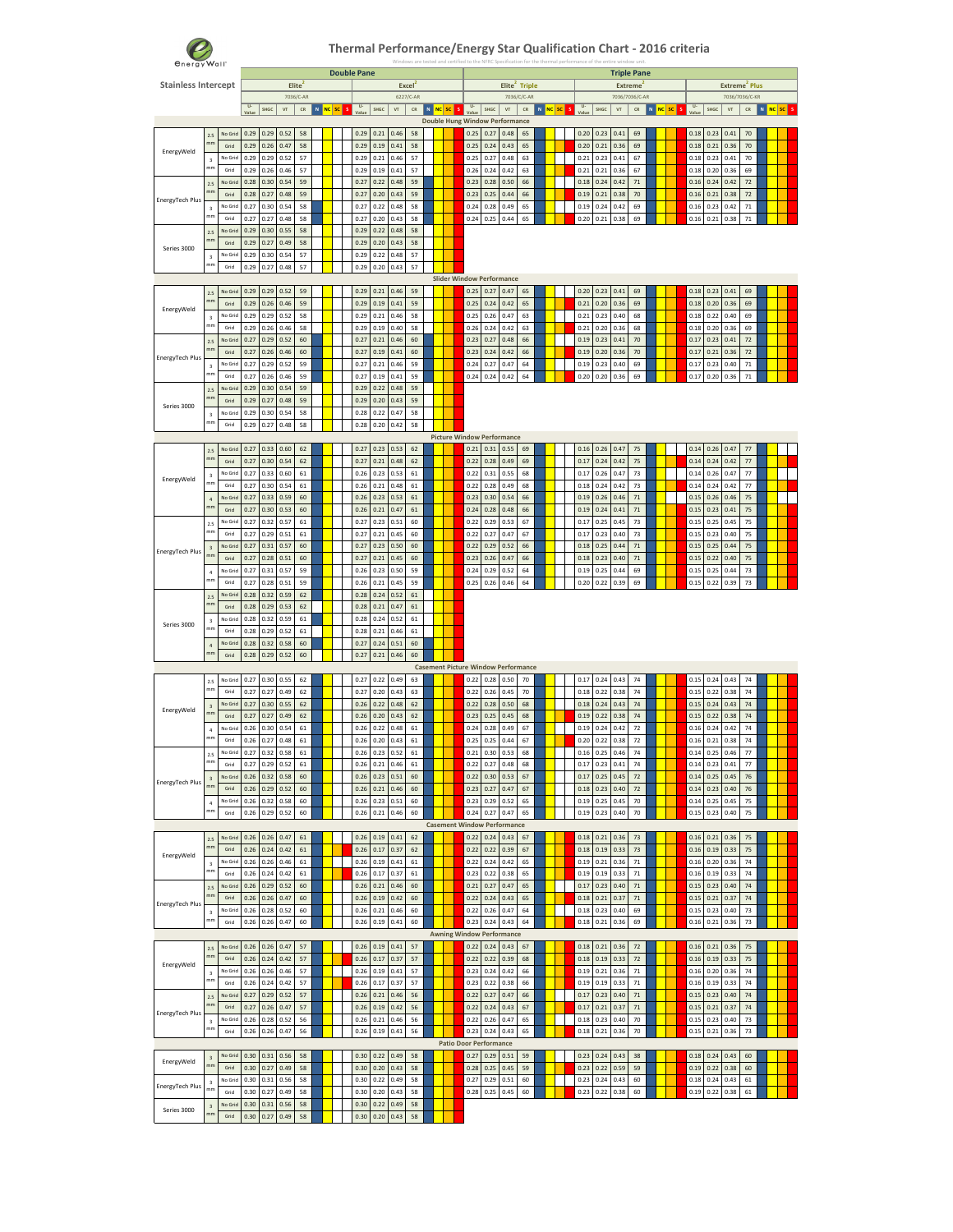# Thermal Performance/Energy Star Qualification Chart - 2016 criteria

Windows are tested and certified to the NFRC Specification for the thermal performance of the entire window unit.

| Stainless Intercept | | | Double Pane | | | | | | | | | | | | | | | | Triple Pane | | | | | | | | | | | | | | | | | | | | | | | |
|---|---|---|---|---|---|---|---|---|---|---|---|---|---|---|---|---|---|---|---|---|---|---|---|---|---|---|---|---|---|---|---|---|---|---|---|---|---|---|---|---|---|---|
| | | | Elite$^2$ 7036/C-AR | | | | | | | | Excel$^2$ 6227/C-AR | | | | | | | | Elite$^2$ Triple 7036/C/C-AR | | | | | | | | Extreme$^2$ 7036/7036/C-AR | | | | | | | | Extreme$^2$ Plus 7036/7036/C-AR | | | | | | | |
| | | | U-Value | SHGC | VT | CR | N | NC | SC | S | U-Value | SHGC | VT | CR | N | NC | SC | S | U-Value | SHGC | VT | CR | N | NC | SC | S | U-Value | SHGC | VT | CR | N | NC | SC | S | U-Value | SHGC | VT | CR | N | NC | SC | S |
| **Double Hung Window Performance** | | | | | | | | | | | | | | | | | | | | | | | | | | | | | | | | | | | | | | | | | | |
| EnergyWeld | 2.5 mm | No Grid | 0.29 | 0.29 | 0.52 | 58 | | | | | 0.29 | 0.21 | 0.46 | 58 | | | | | 0.25 | 0.27 | 0.48 | 65 | | | | | 0.20 | 0.23 | 0.41 | 69 | | | | | 0.18 | 0.23 | 0.41 | 70 | | | | |
| | | Grid | 0.29 | 0.26 | 0.47 | 58 | | | | | 0.29 | 0.19 | 0.41 | 58 | | | | | 0.25 | 0.24 | 0.43 | 65 | | | | | 0.20 | 0.21 | 0.36 | 69 | | | | | 0.18 | 0.21 | 0.36 | 70 | | | | |
| | 3 mm | No Grid | 0.29 | 0.29 | 0.52 | 57 | | | | | 0.29 | 0.21 | 0.46 | 57 | | | | | 0.25 | 0.27 | 0.48 | 63 | | | | | 0.21 | 0.23 | 0.41 | 67 | | | | | 0.18 | 0.23 | 0.41 | 70 | | | | |
| | | Grid | 0.29 | 0.26 | 0.46 | 57 | | | | | 0.29 | 0.19 | 0.41 | 57 | | | | | 0.26 | 0.24 | 0.42 | 63 | | | | | 0.21 | 0.21 | 0.36 | 67 | | | | | 0.18 | 0.20 | 0.36 | 69 | | | | |
| EnergyTech Plus | 2.5 mm | No Grid | 0.28 | 0.30 | 0.54 | 59 | | | | | 0.27 | 0.22 | 0.48 | 59 | | | | | 0.23 | 0.28 | 0.50 | 66 | | | | | 0.18 | 0.24 | 0.42 | 71 | | | | | 0.16 | 0.24 | 0.42 | 72 | | | | |
| | | Grid | 0.28 | 0.27 | 0.48 | 59 | | | | | 0.27 | 0.20 | 0.43 | 59 | | | | | 0.23 | 0.25 | 0.44 | 66 | | | | | 0.19 | 0.21 | 0.38 | 70 | | | | | 0.16 | 0.21 | 0.38 | 72 | | | | |
| | 3 mm | No Grid | 0.27 | 0.30 | 0.54 | 58 | | | | | 0.27 | 0.22 | 0.48 | 58 | | | | | 0.24 | 0.28 | 0.49 | 65 | | | | | 0.19 | 0.24 | 0.42 | 69 | | | | | 0.16 | 0.23 | 0.42 | 71 | | | | |
| | | Grid | 0.27 | 0.27 | 0.48 | 58 | | | | | 0.27 | 0.20 | 0.43 | 58 | | | | | 0.24 | 0.25 | 0.44 | 65 | | | | | 0.20 | 0.21 | 0.38 | 69 | | | | | 0.16 | 0.21 | 0.38 | 71 | | | | |
| Series 3000 | 2.5 mm | No Grid | 0.29 | 0.30 | 0.55 | 58 | | | | | 0.29 | 0.22 | 0.48 | 58 | | | | | | | | | | | | | | | | | | | | | | | | | | | | |
| | | Grid | 0.29 | 0.27 | 0.49 | 58 | | | | | 0.29 | 0.20 | 0.43 | 58 | | | | | | | | | | | | | | | | | | | | | | | | | | | | |
| | 3 mm | No Grid | 0.29 | 0.30 | 0.54 | 57 | | | | | 0.29 | 0.22 | 0.48 | 57 | | | | | | | | | | | | | | | | | | | | | | | | | | | | |
| | | Grid | 0.29 | 0.27 | 0.48 | 57 | | | | | 0.29 | 0.20 | 0.43 | 57 | | | | | | | | | | | | | | | | | | | | | | | | | | | | |
| **Slider Window Performance** | | | | | | | | | | | | | | | | | | | | | | | | | | | | | | | | | | | | | | | | | | |
| EnergyWeld | 2.5 mm | No Grid | 0.29 | 0.29 | 0.52 | 59 | | | | | 0.29 | 0.21 | 0.46 | 59 | | | | | 0.25 | 0.27 | 0.47 | 65 | | | | | 0.20 | 0.23 | 0.41 | 69 | | | | | 0.18 | 0.23 | 0.41 | 69 | | | | |
| | | Grid | 0.29 | 0.26 | 0.46 | 59 | | | | | 0.29 | 0.19 | 0.41 | 59 | | | | | 0.25 | 0.24 | 0.42 | 65 | | | | | 0.21 | 0.20 | 0.36 | 69 | | | | | 0.18 | 0.20 | 0.36 | 69 | | | | |
| | 3 mm | No Grid | 0.29 | 0.29 | 0.52 | 58 | | | | | 0.29 | 0.21 | 0.46 | 58 | | | | | 0.25 | 0.26 | 0.47 | 63 | | | | | 0.21 | 0.23 | 0.40 | 68 | | | | | 0.18 | 0.22 | 0.40 | 69 | | | | |
| | | Grid | 0.29 | 0.26 | 0.46 | 58 | | | | | 0.29 | 0.19 | 0.40 | 58 | | | | | 0.26 | 0.24 | 0.42 | 63 | | | | | 0.21 | 0.20 | 0.36 | 68 | | | | | 0.18 | 0.20 | 0.36 | 69 | | | | |
| EnergyTech Plus | 2.5 mm | No Grid | 0.27 | 0.29 | 0.52 | 60 | | | | | 0.27 | 0.21 | 0.46 | 60 | | | | | 0.23 | 0.27 | 0.48 | 66 | | | | | 0.19 | 0.23 | 0.41 | 70 | | | | | 0.17 | 0.23 | 0.41 | 72 | | | | |
| | | Grid | 0.27 | 0.26 | 0.46 | 60 | | | | | 0.27 | 0.19 | 0.41 | 60 | | | | | 0.23 | 0.24 | 0.42 | 66 | | | | | 0.19 | 0.20 | 0.36 | 70 | | | | | 0.17 | 0.21 | 0.36 | 72 | | | | |
| | 3 mm | No Grid | 0.27 | 0.29 | 0.52 | 59 | | | | | 0.27 | 0.21 | 0.46 | 59 | | | | | 0.24 | 0.27 | 0.47 | 64 | | | | | 0.19 | 0.23 | 0.40 | 69 | | | | | 0.17 | 0.23 | 0.40 | 71 | | | | |
| | | Grid | 0.27 | 0.26 | 0.46 | 59 | | | | | 0.27 | 0.19 | 0.41 | 59 | | | | | 0.24 | 0.24 | 0.42 | 64 | | | | | 0.20 | 0.20 | 0.36 | 69 | | | | | 0.17 | 0.20 | 0.36 | 71 | | | | |
| Series 3000 | 2.5 mm | No Grid | 0.29 | 0.30 | 0.54 | 59 | | | | | 0.29 | 0.22 | 0.48 | 59 | | | | | | | | | | | | | | | | | | | | | | | | | | | | |
| | | Grid | 0.29 | 0.27 | 0.48 | 59 | | | | | 0.29 | 0.20 | 0.43 | 59 | | | | | | | | | | | | | | | | | | | | | | | | | | | | |
| | 3 mm | No Grid | 0.29 | 0.30 | 0.54 | 58 | | | | | 0.28 | 0.22 | 0.47 | 58 | | | | | | | | | | | | | | | | | | | | | | | | | | | | |
| | | Grid | 0.29 | 0.27 | 0.48 | 58 | | | | | 0.28 | 0.20 | 0.42 | 58 | | | | | | | | | | | | | | | | | | | | | | | | | | | | |
| **Picture Window Performance** | | | | | | | | | | | | | | | | | | | | | | | | | | | | | | | | | | | | | | | | | | |
| EnergyWeld | 2.5 mm | No Grid | 0.27 | 0.33 | 0.60 | 62 | | | | | 0.27 | 0.23 | 0.53 | 62 | | | | | 0.21 | 0.31 | 0.55 | 69 | | | | | 0.16 | 0.26 | 0.47 | 75 | | | | | 0.14 | 0.26 | 0.47 | 77 | | | | |
| | | Grid | 0.27 | 0.30 | 0.54 | 62 | | | | | 0.27 | 0.21 | 0.48 | 62 | | | | | 0.22 | 0.28 | 0.49 | 69 | | | | | 0.17 | 0.24 | 0.42 | 75 | | | | | 0.14 | 0.24 | 0.42 | 77 | | | | |
| | 3 mm | No Grid | 0.27 | 0.33 | 0.60 | 61 | | | | | 0.26 | 0.23 | 0.53 | 61 | | | | | 0.22 | 0.31 | 0.55 | 68 | | | | | 0.17 | 0.26 | 0.47 | 73 | | | | | 0.14 | 0.26 | 0.47 | 77 | | | | |
| | | Grid | 0.27 | 0.30 | 0.54 | 61 | | | | | 0.26 | 0.21 | 0.48 | 61 | | | | | 0.22 | 0.28 | 0.49 | 68 | | | | | 0.18 | 0.24 | 0.42 | 73 | | | | | 0.14 | 0.24 | 0.42 | 77 | | | | |
| | 4 mm | No Grid | 0.27 | 0.33 | 0.59 | 60 | | | | | 0.26 | 0.23 | 0.53 | 61 | | | | | 0.23 | 0.30 | 0.54 | 66 | | | | | 0.19 | 0.26 | 0.46 | 71 | | | | | 0.15 | 0.26 | 0.46 | 75 | | | | |
| | | Grid | 0.27 | 0.30 | 0.53 | 60 | | | | | 0.26 | 0.21 | 0.47 | 61 | | | | | 0.24 | 0.28 | 0.48 | 66 | | | | | 0.19 | 0.24 | 0.41 | 71 | | | | | 0.15 | 0.23 | 0.41 | 75 | | | | |
| EnergyTech Plus | 2.5 mm | No Grid | 0.27 | 0.32 | 0.57 | 61 | | | | | 0.27 | 0.23 | 0.51 | 60 | | | | | 0.22 | 0.29 | 0.53 | 67 | | | | | 0.17 | 0.25 | 0.45 | 73 | | | | | 0.15 | 0.25 | 0.45 | 75 | | | | |
| | | Grid | 0.27 | 0.29 | 0.51 | 61 | | | | | 0.27 | 0.21 | 0.45 | 60 | | | | | 0.22 | 0.27 | 0.47 | 67 | | | | | 0.17 | 0.23 | 0.40 | 73 | | | | | 0.15 | 0.23 | 0.40 | 75 | | | | |
| | 3 mm | No Grid | 0.27 | 0.31 | 0.57 | 60 | | | | | 0.27 | 0.23 | 0.50 | 60 | | | | | 0.22 | 0.29 | 0.52 | 66 | | | | | 0.18 | 0.25 | 0.44 | 71 | | | | | 0.15 | 0.25 | 0.44 | 75 | | | | |
| | | Grid | 0.27 | 0.28 | 0.51 | 60 | | | | | 0.27 | 0.21 | 0.45 | 60 | | | | | 0.23 | 0.26 | 0.47 | 66 | | | | | 0.18 | 0.23 | 0.40 | 71 | | | | | 0.15 | 0.22 | 0.40 | 75 | | | | |
| | 4 mm | No Grid | 0.27 | 0.31 | 0.57 | 59 | | | | | 0.26 | 0.23 | 0.50 | 59 | | | | | 0.24 | 0.29 | 0.52 | 64 | | | | | 0.19 | 0.25 | 0.44 | 69 | | | | | 0.15 | 0.25 | 0.44 | 73 | | | | |
| | | Grid | 0.27 | 0.28 | 0.51 | 59 | | | | | 0.26 | 0.21 | 0.45 | 59 | | | | | 0.25 | 0.26 | 0.46 | 64 | | | | | 0.20 | 0.22 | 0.39 | 69 | | | | | 0.15 | 0.22 | 0.39 | 73 | | | | |
| Series 3000 | 2.5 mm | No Grid | 0.28 | 0.32 | 0.59 | 62 | | | | | 0.28 | 0.24 | 0.52 | 61 | | | | | | | | | | | | | | | | | | | | | | | | | | | | |
| | | Grid | 0.28 | 0.29 | 0.53 | 62 | | | | | 0.28 | 0.21 | 0.47 | 61 | | | | | | | | | | | | | | | | | | | | | | | | | | | | |
| | 3 mm | No Grid | 0.28 | 0.32 | 0.59 | 61 | | | | | 0.28 | 0.24 | 0.52 | 61 | | | | | | | | | | | | | | | | | | | | | | | | | | | | |
| | | Grid | 0.28 | 0.29 | 0.52 | 61 | | | | | 0.28 | 0.21 | 0.46 | 61 | | | | | | | | | | | | | | | | | | | | | | | | | | | | |
| | 4 mm | No Grid | 0.28 | 0.32 | 0.58 | 60 | | | | | 0.27 | 0.24 | 0.51 | 60 | | | | | | | | | | | | | | | | | | | | | | | | | | | | |
| | | Grid | 0.28 | 0.29 | 0.52 | 60 | | | | | 0.27 | 0.21 | 0.46 | 60 | | | | | | | | | | | | | | | | | | | | | | | | | | | | |
| **Casement Picture Window Performance** | | | | | | | | | | | | | | | | | | | | | | | | | | | | | | | | | | | | | | | | | | |
| EnergyWeld | 2.5 mm | No Grid | 0.27 | 0.30 | 0.55 | 62 | | | | | 0.27 | 0.22 | 0.49 | 63 | | | | | 0.22 | 0.28 | 0.50 | 70 | | | | | 0.17 | 0.24 | 0.43 | 74 | | | | | 0.15 | 0.24 | 0.43 | 74 | | | | |
| | | Grid | 0.27 | 0.27 | 0.49 | 62 | | | | | 0.27 | 0.20 | 0.43 | 63 | | | | | 0.22 | 0.26 | 0.45 | 70 | | | | | 0.18 | 0.22 | 0.38 | 74 | | | | | 0.15 | 0.22 | 0.38 | 74 | | | | |
| | 3 mm | No Grid | 0.27 | 0.30 | 0.55 | 62 | | | | | 0.26 | 0.22 | 0.48 | 62 | | | | | 0.22 | 0.28 | 0.50 | 68 | | | | | 0.18 | 0.24 | 0.43 | 74 | | | | | 0.15 | 0.24 | 0.43 | 74 | | | | |
| | | Grid | 0.27 | 0.27 | 0.49 | 62 | | | | | 0.26 | 0.20 | 0.43 | 62 | | | | | 0.23 | 0.25 | 0.45 | 68 | | | | | 0.19 | 0.22 | 0.38 | 74 | | | | | 0.15 | 0.22 | 0.38 | 74 | | | | |
| | 4 mm | No Grid | 0.26 | 0.30 | 0.54 | 61 | | | | | 0.26 | 0.22 | 0.48 | 61 | | | | | 0.24 | 0.28 | 0.49 | 67 | | | | | 0.19 | 0.24 | 0.42 | 72 | | | | | 0.16 | 0.24 | 0.42 | 74 | | | | |
| | | Grid | 0.26 | 0.27 | 0.48 | 61 | | | | | 0.26 | 0.20 | 0.43 | 61 | | | | | 0.25 | 0.25 | 0.44 | 67 | | | | | 0.20 | 0.22 | 0.38 | 72 | | | | | 0.16 | 0.21 | 0.38 | 74 | | | | |
| EnergyTech Plus | 2.5 mm | No Grid | 0.27 | 0.32 | 0.58 | 61 | | | | | 0.26 | 0.23 | 0.52 | 61 | | | | | 0.21 | 0.30 | 0.53 | 68 | | | | | 0.16 | 0.25 | 0.46 | 74 | | | | | 0.14 | 0.25 | 0.46 | 77 | | | | |
| | | Grid | 0.27 | 0.29 | 0.52 | 61 | | | | | 0.26 | 0.21 | 0.46 | 61 | | | | | 0.22 | 0.27 | 0.48 | 68 | | | | | 0.17 | 0.23 | 0.41 | 74 | | | | | 0.14 | 0.23 | 0.41 | 77 | | | | |
| | 3 mm | No Grid | 0.26 | 0.32 | 0.58 | 60 | | | | | 0.26 | 0.23 | 0.51 | 60 | | | | | 0.22 | 0.30 | 0.53 | 67 | | | | | 0.17 | 0.25 | 0.45 | 72 | | | | | 0.14 | 0.25 | 0.45 | 76 | | | | |
| | | Grid | 0.26 | 0.29 | 0.52 | 60 | | | | | 0.26 | 0.21 | 0.46 | 60 | | | | | 0.23 | 0.27 | 0.47 | 67 | | | | | 0.18 | 0.23 | 0.40 | 72 | | | | | 0.14 | 0.23 | 0.40 | 76 | | | | |
| | 4 mm | No Grid | 0.26 | 0.32 | 0.58 | 60 | | | | | 0.26 | 0.23 | 0.51 | 60 | | | | | 0.23 | 0.29 | 0.52 | 65 | | | | | 0.19 | 0.25 | 0.45 | 70 | | | | | 0.14 | 0.25 | 0.45 | 75 | | | | |
| | | Grid | 0.26 | 0.29 | 0.52 | 60 | | | | | 0.26 | 0.21 | 0.46 | 60 | | | | | 0.24 | 0.27 | 0.47 | 65 | | | | | 0.19 | 0.23 | 0.40 | 70 | | | | | 0.15 | 0.23 | 0.40 | 75 | | | | |
| **Casement Window Performance** | | | | | | | | | | | | | | | | | | | | | | | | | | | | | | | | | | | | | | | | | | |
| EnergyWeld | 2.5 mm | No Grid | 0.26 | 0.26 | 0.47 | 61 | | | | | 0.26 | 0.19 | 0.41 | 62 | | | | | 0.22 | 0.24 | 0.43 | 67 | | | | | 0.18 | 0.21 | 0.36 | 73 | | | | | 0.16 | 0.21 | 0.36 | 75 | | | | |
| | | Grid | 0.26 | 0.24 | 0.42 | 61 | | | | | 0.26 | 0.17 | 0.37 | 62 | | | | | 0.22 | 0.22 | 0.39 | 67 | | | | | 0.18 | 0.19 | 0.33 | 73 | | | | | 0.16 | 0.19 | 0.33 | 75 | | | | |
| | 3 mm | No Grid | 0.26 | 0.26 | 0.46 | 61 | | | | | 0.26 | 0.19 | 0.41 | 61 | | | | | 0.22 | 0.24 | 0.42 | 65 | | | | | 0.19 | 0.21 | 0.36 | 71 | | | | | 0.16 | 0.20 | 0.36 | 74 | | | | |
| | | Grid | 0.26 | 0.24 | 0.42 | 61 | | | | | 0.26 | 0.17 | 0.37 | 61 | | | | | 0.23 | 0.22 | 0.38 | 65 | | | | | 0.19 | 0.19 | 0.33 | 71 | | | | | 0.16 | 0.19 | 0.33 | 74 | | | | |
| EnergyTech Plus | 2.5 mm | No Grid | 0.26 | 0.29 | 0.52 | 60 | | | | | 0.26 | 0.21 | 0.46 | 60 | | | | | 0.21 | 0.27 | 0.47 | 65 | | | | | 0.17 | 0.23 | 0.40 | 71 | | | | | 0.15 | 0.23 | 0.40 | 74 | | | | |
| | | Grid | 0.26 | 0.26 | 0.47 | 60 | | | | | 0.26 | 0.19 | 0.42 | 60 | | | | | 0.22 | 0.24 | 0.43 | 65 | | | | | 0.18 | 0.21 | 0.37 | 71 | | | | | 0.15 | 0.21 | 0.37 | 74 | | | | |
| | 3 mm | No Grid | 0.26 | 0.28 | 0.52 | 60 | | | | | 0.26 | 0.21 | 0.46 | 60 | | | | | 0.22 | 0.26 | 0.47 | 64 | | | | | 0.18 | 0.23 | 0.40 | 69 | | | | | 0.15 | 0.23 | 0.40 | 73 | | | | |
| | | Grid | 0.26 | 0.26 | 0.47 | 60 | | | | | 0.26 | 0.19 | 0.41 | 60 | | | | | 0.23 | 0.24 | 0.43 | 64 | | | | | 0.18 | 0.21 | 0.36 | 69 | | | | | 0.16 | 0.21 | 0.36 | 73 | | | | |
| **Awning Window Performance** | | | | | | | | | | | | | | | | | | | | | | | | | | | | | | | | | | | | | | | | | | |
| EnergyWeld | 2.5 mm | No Grid | 0.26 | 0.26 | 0.47 | 57 | | | | | 0.26 | 0.19 | 0.41 | 57 | | | | | 0.22 | 0.24 | 0.43 | 67 | | | | | 0.18 | 0.21 | 0.36 | 72 | | | | | 0.16 | 0.21 | 0.36 | 75 | | | | |
| | | Grid | 0.26 | 0.24 | 0.42 | 57 | | | | | 0.26 | 0.17 | 0.37 | 57 | | | | | 0.22 | 0.22 | 0.39 | 68 | | | | | 0.18 | 0.19 | 0.33 | 72 | | | | | 0.16 | 0.19 | 0.33 | 75 | | | | |
| | 3 mm | No Grid | 0.26 | 0.26 | 0.46 | 57 | | | | | 0.26 | 0.19 | 0.41 | 57 | | | | | 0.23 | 0.24 | 0.42 | 66 | | | | | 0.19 | 0.21 | 0.36 | 71 | | | | | 0.16 | 0.20 | 0.36 | 74 | | | | |
| | | Grid | 0.26 | 0.24 | 0.42 | 57 | | | | | 0.26 | 0.17 | 0.37 | 57 | | | | | 0.23 | 0.22 | 0.38 | 66 | | | | | 0.19 | 0.19 | 0.33 | 71 | | | | | 0.16 | 0.19 | 0.33 | 74 | | | | |
| EnergyTech Plus | 2.5 mm | No Grid | 0.27 | 0.29 | 0.52 | 57 | | | | | 0.26 | 0.21 | 0.46 | 56 | | | | | 0.22 | 0.27 | 0.47 | 66 | | | | | 0.17 | 0.23 | 0.40 | 71 | | | | | 0.15 | 0.23 | 0.40 | 74 | | | | |
| | | Grid | 0.27 | 0.26 | 0.47 | 57 | | | | | 0.26 | 0.19 | 0.42 | 56 | | | | | 0.22 | 0.24 | 0.43 | 67 | | | | | 0.17 | 0.21 | 0.37 | 71 | | | | | 0.15 | 0.21 | 0.37 | 74 | | | | |
| | 3 mm | No Grid | 0.26 | 0.28 | 0.52 | 56 | | | | | 0.26 | 0.21 | 0.46 | 56 | | | | | 0.22 | 0.26 | 0.47 | 65 | | | | | 0.18 | 0.23 | 0.40 | 70 | | | | | 0.15 | 0.23 | 0.40 | 73 | | | | |
| | | Grid | 0.26 | 0.26 | 0.47 | 56 | | | | | 0.26 | 0.19 | 0.41 | 56 | | | | | 0.23 | 0.24 | 0.43 | 65 | | | | | 0.18 | 0.21 | 0.36 | 70 | | | | | 0.15 | 0.21 | 0.36 | 73 | | | | |
| **Patio Door Performance** | | | | | | | | | | | | | | | | | | | | | | | | | | | | | | | | | | | | | | | | | | |
| EnergyWeld | 3 mm | No Grid | 0.30 | 0.31 | 0.56 | 58 | | | | | 0.30 | 0.22 | 0.49 | 58 | | | | | 0.27 | 0.29 | 0.51 | 59 | | | | | 0.23 | 0.24 | 0.43 | 38 | | | | | 0.18 | 0.24 | 0.43 | 60 | | | | |
| | | Grid | 0.30 | 0.27 | 0.49 | 58 | | | | | 0.30 | 0.20 | 0.43 | 58 | | | | | 0.28 | 0.25 | 0.45 | 59 | | | | | 0.23 | 0.22 | 0.59 | 59 | | | | | 0.19 | 0.22 | 0.38 | 60 | | | | |
| EnergyTech Plus | 3 mm | No Grid | 0.30 | 0.31 | 0.56 | 58 | | | | | 0.30 | 0.22 | 0.49 | 58 | | | | | 0.27 | 0.29 | 0.51 | 60 | | | | | 0.23 | 0.24 | 0.43 | 60 | | | | | 0.18 | 0.24 | 0.43 | 61 | | | | |
| | | Grid | 0.30 | 0.27 | 0.49 | 58 | | | | | 0.30 | 0.20 | 0.43 | 58 | | | | | 0.28 | 0.25 | 0.45 | 60 | | | | | 0.23 | 0.22 | 0.38 | 60 | | | | | 0.19 | 0.22 | 0.38 | 61 | | | | |
| Series 3000 | 3 mm | No Grid | 0.30 | 0.31 | 0.56 | 58 | | | | | 0.30 | 0.22 | 0.49 | 58 | | | | | | | | | | | | | | | | | | | | | | | | | | | | |
| | | Grid | 0.30 | 0.27 | 0.49 | 58 | | | | | 0.30 | 0.20 | 0.43 | 58 | | | | | | | | | | | | | | | | | | | | | | | | | | | | |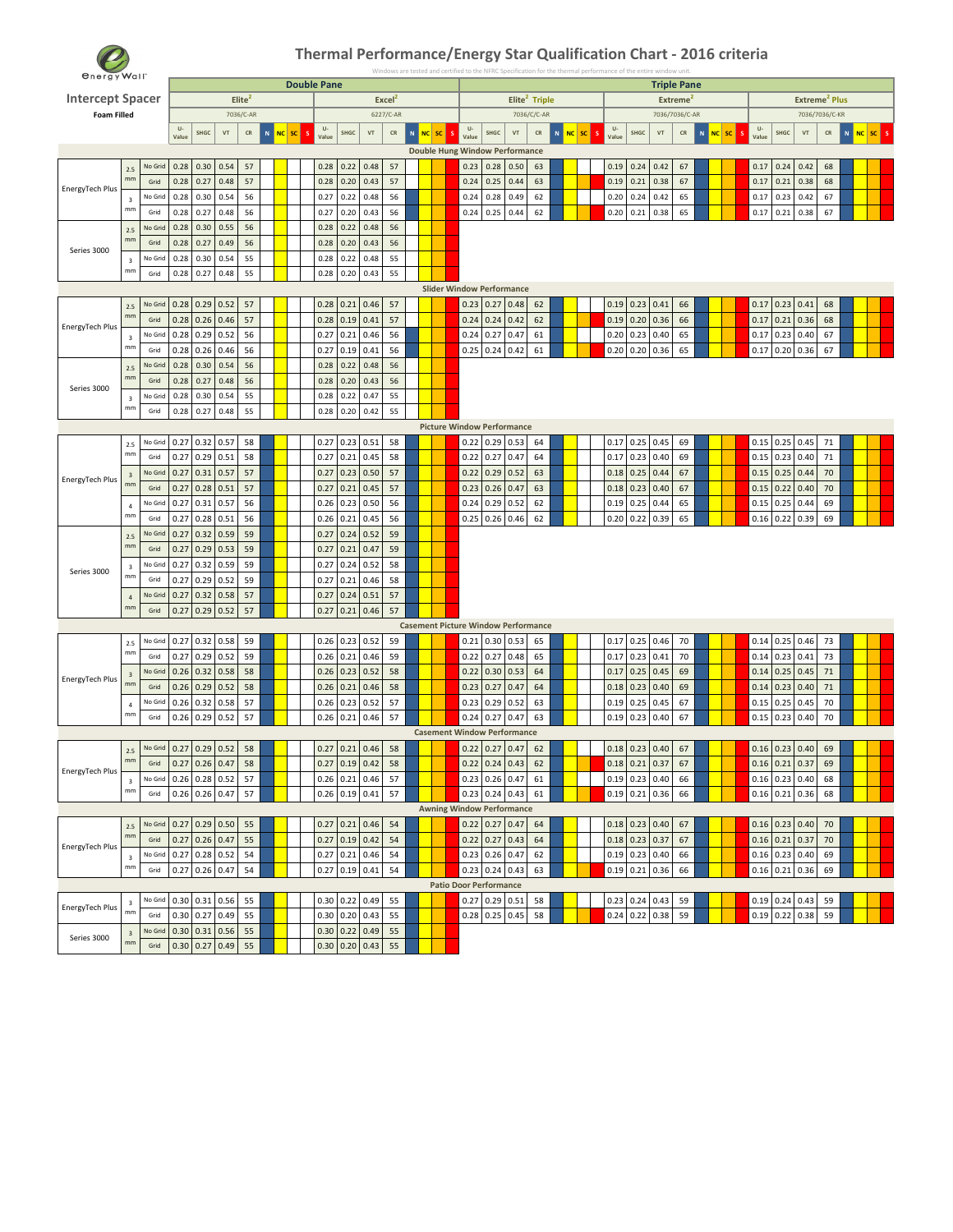# Thermal Performance/Energy Star Qualification Chart - 2016 criteria

Windows are tested and certified to the NFRC Specification for the thermal performance of the entire window unit.

**Intercept Spacer**

**Foam Filled**

The chart also has N, NC, SC and S qualification columns for each glass package. These are colour-coded cells with no text, so they are not reproduced here.

| | | | Double Pane | | | | | | | | Triple Pane | | | | | | | | | | | |
|---|---|---|---|---|---|---|---|---|---|---|---|---|---|---|---|---|---|---|---|---|---|---|
| | | | Elite² | | | | Excel² | | | | Elite² Triple | | | | Extreme² | | | | Extreme² Plus | | | |
| | | | 7036/C-AR | | | | 6227/C-AR | | | | 7036/C/C-AR | | | | 7036/7036/C-AR | | | | 7036/7036/C-KR | | | |
| | | | U-Value | SHGC | VT | CR | U-Value | SHGC | VT | CR | U-Value | SHGC | VT | CR | U-Value | SHGC | VT | CR | U-Value | SHGC | VT | CR |
| **Double Hung Window Performance** | | | | | | | | | | | | | | | | | | | | | | |
| EnergyTech Plus | 2.5 mm | No Grid | 0.28 | 0.30 | 0.54 | 57 | 0.28 | 0.22 | 0.48 | 57 | 0.23 | 0.28 | 0.50 | 63 | 0.19 | 0.24 | 0.42 | 67 | 0.17 | 0.24 | 0.42 | 68 |
| | | Grid | 0.28 | 0.27 | 0.48 | 57 | 0.28 | 0.20 | 0.43 | 57 | 0.24 | 0.25 | 0.44 | 63 | 0.19 | 0.21 | 0.38 | 67 | 0.17 | 0.21 | 0.38 | 68 |
| | 3 mm | No Grid | 0.28 | 0.30 | 0.54 | 56 | 0.27 | 0.22 | 0.48 | 56 | 0.24 | 0.28 | 0.49 | 62 | 0.20 | 0.24 | 0.42 | 65 | 0.17 | 0.23 | 0.42 | 67 |
| | | Grid | 0.28 | 0.27 | 0.48 | 56 | 0.27 | 0.20 | 0.43 | 56 | 0.24 | 0.25 | 0.44 | 62 | 0.20 | 0.21 | 0.38 | 65 | 0.17 | 0.21 | 0.38 | 67 |
| Series 3000 | 2.5 mm | No Grid | 0.28 | 0.30 | 0.55 | 56 | 0.28 | 0.22 | 0.48 | 56 | | | | | | | | | | | | |
| | | Grid | 0.28 | 0.27 | 0.49 | 56 | 0.28 | 0.20 | 0.43 | 56 | | | | | | | | | | | | |
| | 3 mm | No Grid | 0.28 | 0.30 | 0.54 | 55 | 0.28 | 0.22 | 0.48 | 55 | | | | | | | | | | | | |
| | | Grid | 0.28 | 0.27 | 0.48 | 55 | 0.28 | 0.20 | 0.43 | 55 | | | | | | | | | | | | |
| **Slider Window Performance** | | | | | | | | | | | | | | | | | | | | | | |
| EnergyTech Plus | 2.5 mm | No Grid | 0.28 | 0.29 | 0.52 | 57 | 0.28 | 0.21 | 0.46 | 57 | 0.23 | 0.27 | 0.48 | 62 | 0.19 | 0.23 | 0.41 | 66 | 0.17 | 0.23 | 0.41 | 68 |
| | | Grid | 0.28 | 0.26 | 0.46 | 57 | 0.28 | 0.19 | 0.41 | 57 | 0.24 | 0.24 | 0.42 | 62 | 0.19 | 0.20 | 0.36 | 66 | 0.17 | 0.21 | 0.36 | 68 |
| | 3 mm | No Grid | 0.28 | 0.29 | 0.52 | 56 | 0.27 | 0.21 | 0.46 | 56 | 0.24 | 0.27 | 0.47 | 61 | 0.20 | 0.23 | 0.40 | 65 | 0.17 | 0.23 | 0.40 | 67 |
| | | Grid | 0.28 | 0.26 | 0.46 | 56 | 0.27 | 0.19 | 0.41 | 56 | 0.25 | 0.24 | 0.42 | 61 | 0.20 | 0.20 | 0.36 | 65 | 0.17 | 0.20 | 0.36 | 67 |
| Series 3000 | 2.5 mm | No Grid | 0.28 | 0.30 | 0.54 | 56 | 0.28 | 0.22 | 0.48 | 56 | | | | | | | | | | | | |
| | | Grid | 0.28 | 0.27 | 0.48 | 56 | 0.28 | 0.20 | 0.43 | 56 | | | | | | | | | | | | |
| | 3 mm | No Grid | 0.28 | 0.30 | 0.54 | 55 | 0.28 | 0.22 | 0.47 | 55 | | | | | | | | | | | | |
| | | Grid | 0.28 | 0.27 | 0.48 | 55 | 0.28 | 0.20 | 0.42 | 55 | | | | | | | | | | | | |
| **Picture Window Performance** | | | | | | | | | | | | | | | | | | | | | | |
| EnergyTech Plus | 2.5 mm | No Grid | 0.27 | 0.32 | 0.57 | 58 | 0.27 | 0.23 | 0.51 | 58 | 0.22 | 0.29 | 0.53 | 64 | 0.17 | 0.25 | 0.45 | 69 | 0.15 | 0.25 | 0.45 | 71 |
| | | Grid | 0.27 | 0.29 | 0.51 | 58 | 0.27 | 0.21 | 0.45 | 58 | 0.22 | 0.27 | 0.47 | 64 | 0.17 | 0.23 | 0.40 | 69 | 0.15 | 0.23 | 0.40 | 71 |
| | 3 mm | No Grid | 0.27 | 0.31 | 0.57 | 57 | 0.27 | 0.23 | 0.50 | 57 | 0.22 | 0.29 | 0.52 | 63 | 0.18 | 0.25 | 0.44 | 67 | 0.15 | 0.25 | 0.44 | 70 |
| | | Grid | 0.27 | 0.28 | 0.51 | 57 | 0.27 | 0.21 | 0.45 | 57 | 0.23 | 0.26 | 0.47 | 63 | 0.18 | 0.23 | 0.40 | 67 | 0.15 | 0.22 | 0.40 | 70 |
| | 4 mm | No Grid | 0.27 | 0.31 | 0.57 | 56 | 0.26 | 0.23 | 0.50 | 56 | 0.24 | 0.29 | 0.52 | 62 | 0.19 | 0.25 | 0.44 | 65 | 0.15 | 0.25 | 0.44 | 69 |
| | | Grid | 0.27 | 0.28 | 0.51 | 56 | 0.26 | 0.21 | 0.45 | 56 | 0.25 | 0.26 | 0.46 | 62 | 0.20 | 0.22 | 0.39 | 65 | 0.16 | 0.22 | 0.39 | 69 |
| Series 3000 | 2.5 mm | No Grid | 0.27 | 0.32 | 0.59 | 59 | 0.27 | 0.24 | 0.52 | 59 | | | | | | | | | | | | |
| | | Grid | 0.27 | 0.29 | 0.53 | 59 | 0.27 | 0.21 | 0.47 | 59 | | | | | | | | | | | | |
| | 3 mm | No Grid | 0.27 | 0.32 | 0.59 | 59 | 0.27 | 0.24 | 0.52 | 58 | | | | | | | | | | | | |
| | | Grid | 0.27 | 0.29 | 0.52 | 59 | 0.27 | 0.21 | 0.46 | 58 | | | | | | | | | | | | |
| | 4 mm | No Grid | 0.27 | 0.32 | 0.58 | 57 | 0.27 | 0.24 | 0.51 | 57 | | | | | | | | | | | | |
| | | Grid | 0.27 | 0.29 | 0.52 | 57 | 0.27 | 0.21 | 0.46 | 57 | | | | | | | | | | | | |
| **Casement Picture Window Performance** | | | | | | | | | | | | | | | | | | | | | | |
| EnergyTech Plus | 2.5 mm | No Grid | 0.27 | 0.32 | 0.58 | 59 | 0.26 | 0.23 | 0.52 | 59 | 0.21 | 0.30 | 0.53 | 65 | 0.17 | 0.25 | 0.46 | 70 | 0.14 | 0.25 | 0.46 | 73 |
| | | Grid | 0.27 | 0.29 | 0.52 | 59 | 0.26 | 0.21 | 0.46 | 59 | 0.22 | 0.27 | 0.48 | 65 | 0.17 | 0.23 | 0.41 | 70 | 0.14 | 0.23 | 0.41 | 73 |
| | 3 mm | No Grid | 0.26 | 0.32 | 0.58 | 58 | 0.26 | 0.23 | 0.52 | 58 | 0.22 | 0.30 | 0.53 | 64 | 0.17 | 0.25 | 0.45 | 69 | 0.14 | 0.25 | 0.45 | 71 |
| | | Grid | 0.26 | 0.29 | 0.52 | 58 | 0.26 | 0.21 | 0.46 | 58 | 0.23 | 0.27 | 0.47 | 64 | 0.18 | 0.23 | 0.40 | 69 | 0.14 | 0.23 | 0.40 | 71 |
| | 4 mm | No Grid | 0.26 | 0.32 | 0.58 | 57 | 0.26 | 0.23 | 0.52 | 57 | 0.23 | 0.29 | 0.52 | 63 | 0.19 | 0.25 | 0.45 | 67 | 0.15 | 0.25 | 0.45 | 70 |
| | | Grid | 0.26 | 0.29 | 0.52 | 57 | 0.26 | 0.21 | 0.46 | 57 | 0.24 | 0.27 | 0.47 | 63 | 0.19 | 0.23 | 0.40 | 67 | 0.15 | 0.23 | 0.40 | 70 |
| **Casement Window Performance** | | | | | | | | | | | | | | | | | | | | | | |
| EnergyTech Plus | 2.5 mm | No Grid | 0.27 | 0.29 | 0.52 | 58 | 0.27 | 0.21 | 0.46 | 58 | 0.22 | 0.27 | 0.47 | 62 | 0.18 | 0.23 | 0.40 | 67 | 0.16 | 0.23 | 0.40 | 69 |
| | | Grid | 0.27 | 0.26 | 0.47 | 58 | 0.27 | 0.19 | 0.42 | 58 | 0.22 | 0.24 | 0.43 | 62 | 0.18 | 0.21 | 0.37 | 67 | 0.16 | 0.21 | 0.37 | 69 |
| | 3 mm | No Grid | 0.26 | 0.28 | 0.52 | 57 | 0.26 | 0.21 | 0.46 | 57 | 0.23 | 0.26 | 0.47 | 61 | 0.19 | 0.23 | 0.40 | 66 | 0.16 | 0.23 | 0.40 | 68 |
| | | Grid | 0.26 | 0.26 | 0.47 | 57 | 0.26 | 0.19 | 0.41 | 57 | 0.23 | 0.24 | 0.43 | 61 | 0.19 | 0.21 | 0.36 | 66 | 0.16 | 0.21 | 0.36 | 68 |
| **Awning Window Performance** | | | | | | | | | | | | | | | | | | | | | | |
| EnergyTech Plus | 2.5 mm | No Grid | 0.27 | 0.29 | 0.50 | 55 | 0.27 | 0.21 | 0.46 | 54 | 0.22 | 0.27 | 0.47 | 64 | 0.18 | 0.23 | 0.40 | 67 | 0.16 | 0.23 | 0.40 | 70 |
| | | Grid | 0.27 | 0.26 | 0.47 | 55 | 0.27 | 0.19 | 0.42 | 54 | 0.22 | 0.27 | 0.43 | 64 | 0.18 | 0.23 | 0.37 | 67 | 0.16 | 0.21 | 0.37 | 70 |
| | 3 mm | No Grid | 0.27 | 0.28 | 0.52 | 54 | 0.27 | 0.21 | 0.46 | 54 | 0.23 | 0.26 | 0.47 | 62 | 0.19 | 0.23 | 0.40 | 66 | 0.16 | 0.23 | 0.40 | 69 |
| | | Grid | 0.27 | 0.26 | 0.47 | 54 | 0.27 | 0.19 | 0.41 | 54 | 0.23 | 0.24 | 0.43 | 63 | 0.19 | 0.21 | 0.36 | 66 | 0.16 | 0.21 | 0.36 | 69 |
| **Patio Door Performance** | | | | | | | | | | | | | | | | | | | | | | |
| EnergyTech Plus | 3 mm | No Grid | 0.30 | 0.31 | 0.56 | 55 | 0.30 | 0.22 | 0.49 | 55 | 0.27 | 0.29 | 0.51 | 58 | 0.23 | 0.24 | 0.43 | 59 | 0.19 | 0.24 | 0.43 | 59 |
| | | Grid | 0.30 | 0.27 | 0.49 | 55 | 0.30 | 0.20 | 0.43 | 55 | 0.28 | 0.25 | 0.45 | 58 | 0.24 | 0.22 | 0.38 | 59 | 0.19 | 0.22 | 0.38 | 59 |
| Series 3000 | 3 mm | No Grid | 0.30 | 0.31 | 0.56 | 55 | 0.30 | 0.22 | 0.49 | 55 | | | | | | | | | | | | |
| | | Grid | 0.30 | 0.27 | 0.49 | 55 | 0.30 | 0.20 | 0.43 | 55 | | | | | | | | | | | | |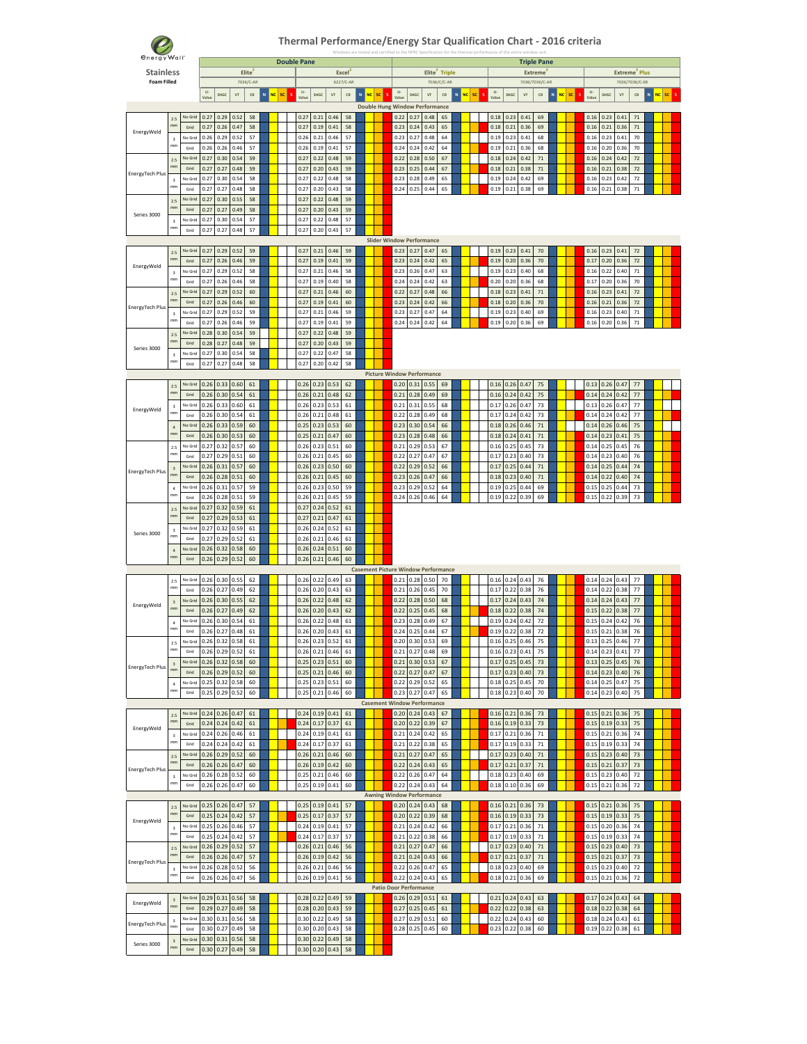# Thermal Performance/Energy Star Qualification Chart - 2016 criteria

Windows are tested and certified to the NFRC Specification for the thermal performance of the entire window unit.

EnergyWall

**Stainless**
**Foam Filled**

| | | | Double Pane | | | | | | | | Triple Pane | | | | | | | | | | | |
|---|---|---|---|---|---|---|---|---|---|---|---|---|---|---|---|---|---|---|---|---|---|---|
| | | | Elite² | | | | Excel² | | | | Elite² Triple | | | | Extreme² | | | | Extreme² Plus | | | |
| | | | 7036/C-AR | | | | 6227/C-AR | | | | 7036/C/C-AR | | | | 7036/7036/C-AR | | | | 7036/7036/C-KR | | | |
| | | | U-Value | SHGC | VT | CR | U-Value | SHGC | VT | CR | U-Value | SHGC | VT | CR | U-Value | SHGC | VT | CR | U-Value | SHGC | VT | CR |
| **Double Hung Window Performance** | | | | | | | | | | | | | | | | | | | | | | |
| EnergyWeld | 2.5 mm | No Grid | 0.27 | 0.29 | 0.52 | 58 | 0.27 | 0.21 | 0.46 | 58 | 0.22 | 0.27 | 0.48 | 65 | 0.18 | 0.23 | 0.41 | 69 | 0.16 | 0.23 | 0.41 | 71 |
| | | Grid | 0.27 | 0.26 | 0.47 | 58 | 0.27 | 0.19 | 0.41 | 58 | 0.23 | 0.24 | 0.43 | 65 | 0.18 | 0.21 | 0.36 | 69 | 0.16 | 0.21 | 0.36 | 71 |
| | 3 mm | No Grid | 0.26 | 0.29 | 0.52 | 57 | 0.26 | 0.21 | 0.46 | 57 | 0.23 | 0.27 | 0.48 | 64 | 0.19 | 0.23 | 0.41 | 68 | 0.16 | 0.23 | 0.41 | 70 |
| | | Grid | 0.26 | 0.26 | 0.46 | 57 | 0.26 | 0.19 | 0.41 | 57 | 0.24 | 0.24 | 0.42 | 64 | 0.19 | 0.21 | 0.36 | 68 | 0.16 | 0.20 | 0.36 | 70 |
| EnergyTech Plus | 2.5 mm | No Grid | 0.27 | 0.30 | 0.54 | 59 | 0.27 | 0.22 | 0.48 | 59 | 0.22 | 0.28 | 0.50 | 67 | 0.18 | 0.24 | 0.42 | 71 | 0.16 | 0.24 | 0.42 | 72 |
| | | Grid | 0.27 | 0.27 | 0.48 | 59 | 0.27 | 0.20 | 0.43 | 59 | 0.23 | 0.25 | 0.44 | 67 | 0.18 | 0.21 | 0.38 | 71 | 0.16 | 0.21 | 0.38 | 72 |
| | 3 mm | No Grid | 0.27 | 0.30 | 0.54 | 58 | 0.27 | 0.22 | 0.48 | 58 | 0.23 | 0.28 | 0.49 | 65 | 0.19 | 0.24 | 0.42 | 69 | 0.16 | 0.23 | 0.42 | 72 |
| | | Grid | 0.27 | 0.27 | 0.48 | 58 | 0.27 | 0.20 | 0.43 | 58 | 0.24 | 0.25 | 0.44 | 65 | 0.19 | 0.21 | 0.38 | 69 | 0.16 | 0.21 | 0.38 | 71 |
| Series 3000 | 2.5 mm | No Grid | 0.27 | 0.30 | 0.55 | 58 | 0.27 | 0.22 | 0.48 | 59 | | | | | | | | | | | | |
| | | Grid | 0.27 | 0.27 | 0.49 | 58 | 0.27 | 0.20 | 0.43 | 59 | | | | | | | | | | | | |
| | 3 mm | No Grid | 0.27 | 0.30 | 0.54 | 57 | 0.27 | 0.22 | 0.48 | 58 | | | | | | | | | | | | |
| | | Grid | 0.27 | 0.27 | 0.48 | 57 | 0.27 | 0.20 | 0.43 | 57 | | | | | | | | | | | | |
| **Slider Window Performance** | | | | | | | | | | | | | | | | | | | | | | |
| EnergyWeld | 2.5 mm | No Grid | 0.27 | 0.29 | 0.52 | 59 | 0.27 | 0.21 | 0.46 | 59 | 0.23 | 0.27 | 0.47 | 65 | 0.19 | 0.23 | 0.41 | 70 | 0.16 | 0.23 | 0.41 | 72 |
| | | Grid | 0.27 | 0.26 | 0.46 | 59 | 0.27 | 0.19 | 0.41 | 59 | 0.23 | 0.24 | 0.42 | 65 | 0.19 | 0.20 | 0.36 | 70 | 0.17 | 0.20 | 0.36 | 72 |
| | 3 mm | No Grid | 0.27 | 0.29 | 0.52 | 58 | 0.27 | 0.21 | 0.46 | 58 | 0.23 | 0.26 | 0.47 | 63 | 0.19 | 0.23 | 0.40 | 68 | 0.16 | 0.22 | 0.40 | 71 |
| | | Grid | 0.27 | 0.26 | 0.46 | 58 | 0.27 | 0.19 | 0.40 | 58 | 0.24 | 0.24 | 0.42 | 63 | 0.20 | 0.20 | 0.36 | 68 | 0.17 | 0.20 | 0.36 | 70 |
| EnergyTech Plus | 2.5 mm | No Grid | 0.27 | 0.29 | 0.52 | 60 | 0.27 | 0.21 | 0.46 | 60 | 0.22 | 0.27 | 0.48 | 66 | 0.18 | 0.23 | 0.41 | 71 | 0.16 | 0.23 | 0.41 | 72 |
| | | Grid | 0.27 | 0.26 | 0.46 | 60 | 0.27 | 0.19 | 0.41 | 60 | 0.23 | 0.24 | 0.42 | 66 | 0.18 | 0.20 | 0.36 | 70 | 0.16 | 0.21 | 0.36 | 72 |
| | 3 mm | No Grid | 0.27 | 0.29 | 0.52 | 59 | 0.27 | 0.21 | 0.46 | 59 | 0.23 | 0.27 | 0.47 | 64 | 0.19 | 0.23 | 0.40 | 69 | 0.16 | 0.23 | 0.40 | 71 |
| | | Grid | 0.27 | 0.26 | 0.46 | 59 | 0.27 | 0.19 | 0.41 | 59 | 0.24 | 0.24 | 0.42 | 64 | 0.19 | 0.20 | 0.36 | 69 | 0.16 | 0.20 | 0.36 | 71 |
| Series 3000 | 2.5 mm | No Grid | 0.28 | 0.30 | 0.54 | 59 | 0.27 | 0.22 | 0.48 | 59 | | | | | | | | | | | | |
| | | Grid | 0.28 | 0.27 | 0.48 | 59 | 0.27 | 0.20 | 0.43 | 59 | | | | | | | | | | | | |
| | 3 mm | No Grid | 0.27 | 0.30 | 0.54 | 58 | 0.27 | 0.22 | 0.47 | 58 | | | | | | | | | | | | |
| | | Grid | 0.27 | 0.27 | 0.48 | 58 | 0.27 | 0.20 | 0.42 | 58 | | | | | | | | | | | | |
| **Picture Window Performance** | | | | | | | | | | | | | | | | | | | | | | |
| EnergyWeld | 2.5 mm | No Grid | 0.26 | 0.33 | 0.60 | 61 | 0.26 | 0.23 | 0.53 | 62 | 0.20 | 0.31 | 0.55 | 69 | 0.16 | 0.26 | 0.47 | 75 | 0.13 | 0.26 | 0.47 | 77 |
| | | Grid | 0.26 | 0.30 | 0.54 | 61 | 0.26 | 0.21 | 0.48 | 62 | 0.21 | 0.28 | 0.49 | 69 | 0.16 | 0.24 | 0.42 | 75 | 0.14 | 0.24 | 0.42 | 77 |
| | 3 mm | No Grid | 0.26 | 0.33 | 0.60 | 61 | 0.26 | 0.23 | 0.53 | 61 | 0.21 | 0.31 | 0.55 | 68 | 0.17 | 0.26 | 0.47 | 73 | 0.13 | 0.26 | 0.47 | 77 |
| | | Grid | 0.26 | 0.30 | 0.54 | 61 | 0.26 | 0.21 | 0.48 | 61 | 0.22 | 0.28 | 0.49 | 68 | 0.17 | 0.24 | 0.42 | 73 | 0.14 | 0.24 | 0.42 | 77 |
| | 4 mm | No Grid | 0.26 | 0.33 | 0.59 | 60 | 0.25 | 0.23 | 0.53 | 60 | 0.23 | 0.30 | 0.54 | 66 | 0.18 | 0.26 | 0.46 | 71 | 0.14 | 0.26 | 0.46 | 75 |
| | | Grid | 0.26 | 0.30 | 0.53 | 60 | 0.25 | 0.21 | 0.47 | 60 | 0.23 | 0.28 | 0.48 | 66 | 0.18 | 0.24 | 0.41 | 71 | 0.14 | 0.23 | 0.41 | 75 |
| EnergyTech Plus | 2.5 mm | No Grid | 0.27 | 0.32 | 0.57 | 60 | 0.26 | 0.23 | 0.51 | 60 | 0.21 | 0.29 | 0.53 | 67 | 0.16 | 0.25 | 0.45 | 73 | 0.14 | 0.25 | 0.45 | 76 |
| | | Grid | 0.27 | 0.29 | 0.51 | 60 | 0.26 | 0.21 | 0.45 | 60 | 0.22 | 0.27 | 0.47 | 67 | 0.17 | 0.23 | 0.40 | 73 | 0.14 | 0.23 | 0.40 | 76 |
| | 3 mm | No Grid | 0.26 | 0.31 | 0.57 | 60 | 0.26 | 0.23 | 0.50 | 60 | 0.22 | 0.29 | 0.52 | 66 | 0.17 | 0.25 | 0.44 | 71 | 0.14 | 0.25 | 0.44 | 74 |
| | | Grid | 0.26 | 0.28 | 0.51 | 60 | 0.26 | 0.21 | 0.45 | 60 | 0.23 | 0.26 | 0.47 | 66 | 0.18 | 0.23 | 0.40 | 71 | 0.14 | 0.22 | 0.40 | 74 |
| | 4 mm | No Grid | 0.26 | 0.31 | 0.57 | 59 | 0.26 | 0.23 | 0.50 | 59 | 0.23 | 0.29 | 0.52 | 64 | 0.19 | 0.25 | 0.44 | 69 | 0.15 | 0.25 | 0.44 | 73 |
| | | Grid | 0.26 | 0.28 | 0.51 | 59 | 0.26 | 0.21 | 0.45 | 59 | 0.24 | 0.26 | 0.46 | 64 | 0.19 | 0.22 | 0.39 | 69 | 0.15 | 0.22 | 0.39 | 73 |
| Series 3000 | 2.5 mm | No Grid | 0.27 | 0.32 | 0.59 | 61 | 0.27 | 0.24 | 0.52 | 61 | | | | | | | | | | | | |
| | | Grid | 0.27 | 0.29 | 0.53 | 61 | 0.27 | 0.21 | 0.47 | 61 | | | | | | | | | | | | |
| | 3 mm | No Grid | 0.27 | 0.32 | 0.59 | 61 | 0.26 | 0.24 | 0.52 | 61 | | | | | | | | | | | | |
| | | Grid | 0.27 | 0.29 | 0.52 | 61 | 0.26 | 0.21 | 0.46 | 61 | | | | | | | | | | | | |
| | 4 mm | No Grid | 0.26 | 0.32 | 0.58 | 60 | 0.26 | 0.24 | 0.51 | 60 | | | | | | | | | | | | |
| | | Grid | 0.26 | 0.29 | 0.52 | 60 | 0.26 | 0.21 | 0.46 | 60 | | | | | | | | | | | | |
| **Casement Picture Window Performance** | | | | | | | | | | | | | | | | | | | | | | |
| EnergyWeld | 2.5 mm | No Grid | 0.26 | 0.30 | 0.55 | 62 | 0.26 | 0.22 | 0.49 | 63 | 0.21 | 0.28 | 0.50 | 70 | 0.16 | 0.24 | 0.43 | 76 | 0.14 | 0.24 | 0.43 | 77 |
| | | Grid | 0.26 | 0.27 | 0.49 | 62 | 0.26 | 0.20 | 0.43 | 63 | 0.21 | 0.26 | 0.45 | 70 | 0.17 | 0.22 | 0.38 | 76 | 0.14 | 0.22 | 0.38 | 77 |
| | 3 mm | No Grid | 0.26 | 0.30 | 0.55 | 62 | 0.26 | 0.22 | 0.48 | 62 | 0.22 | 0.28 | 0.50 | 68 | 0.17 | 0.24 | 0.43 | 74 | 0.14 | 0.24 | 0.43 | 77 |
| | | Grid | 0.26 | 0.27 | 0.49 | 62 | 0.26 | 0.20 | 0.43 | 62 | 0.22 | 0.25 | 0.45 | 68 | 0.18 | 0.22 | 0.38 | 74 | 0.15 | 0.22 | 0.38 | 77 |
| | 4 mm | No Grid | 0.26 | 0.30 | 0.54 | 61 | 0.26 | 0.22 | 0.48 | 61 | 0.23 | 0.28 | 0.49 | 67 | 0.19 | 0.24 | 0.42 | 72 | 0.15 | 0.24 | 0.42 | 76 |
| | | Grid | 0.26 | 0.27 | 0.48 | 61 | 0.26 | 0.20 | 0.43 | 61 | 0.24 | 0.25 | 0.44 | 67 | 0.19 | 0.22 | 0.38 | 72 | 0.15 | 0.21 | 0.38 | 76 |
| EnergyTech Plus | 2.5 mm | No Grid | 0.26 | 0.32 | 0.58 | 61 | 0.26 | 0.23 | 0.52 | 61 | 0.20 | 0.30 | 0.53 | 69 | 0.16 | 0.25 | 0.46 | 75 | 0.13 | 0.25 | 0.46 | 77 |
| | | Grid | 0.26 | 0.29 | 0.52 | 61 | 0.26 | 0.21 | 0.46 | 61 | 0.21 | 0.27 | 0.48 | 69 | 0.16 | 0.23 | 0.41 | 75 | 0.14 | 0.23 | 0.41 | 77 |
| | 3 mm | No Grid | 0.26 | 0.32 | 0.58 | 60 | 0.25 | 0.23 | 0.51 | 60 | 0.21 | 0.30 | 0.53 | 67 | 0.17 | 0.25 | 0.45 | 73 | 0.13 | 0.25 | 0.45 | 76 |
| | | Grid | 0.26 | 0.29 | 0.52 | 60 | 0.25 | 0.21 | 0.46 | 60 | 0.22 | 0.27 | 0.47 | 67 | 0.17 | 0.23 | 0.40 | 73 | 0.14 | 0.23 | 0.40 | 76 |
| | 4 mm | No Grid | 0.25 | 0.32 | 0.58 | 60 | 0.25 | 0.23 | 0.51 | 60 | 0.22 | 0.29 | 0.52 | 65 | 0.18 | 0.25 | 0.45 | 70 | 0.14 | 0.25 | 0.47 | 75 |
| | | Grid | 0.25 | 0.29 | 0.52 | 60 | 0.25 | 0.21 | 0.46 | 60 | 0.23 | 0.27 | 0.47 | 65 | 0.18 | 0.23 | 0.40 | 70 | 0.14 | 0.23 | 0.40 | 75 |
| **Casement Window Performance** | | | | | | | | | | | | | | | | | | | | | | |
| EnergyWeld | 2.5 mm | No Grid | 0.24 | 0.26 | 0.47 | 61 | 0.24 | 0.19 | 0.41 | 61 | 0.20 | 0.24 | 0.43 | 67 | 0.16 | 0.21 | 0.36 | 73 | 0.15 | 0.21 | 0.36 | 75 |
| | | Grid | 0.24 | 0.24 | 0.42 | 61 | 0.24 | 0.17 | 0.37 | 61 | 0.20 | 0.22 | 0.39 | 67 | 0.16 | 0.19 | 0.33 | 73 | 0.15 | 0.19 | 0.33 | 75 |
| | 3 mm | No Grid | 0.24 | 0.26 | 0.46 | 61 | 0.24 | 0.19 | 0.41 | 61 | 0.21 | 0.24 | 0.42 | 65 | 0.17 | 0.21 | 0.36 | 71 | 0.15 | 0.21 | 0.36 | 74 |
| | | Grid | 0.24 | 0.24 | 0.42 | 61 | 0.24 | 0.17 | 0.37 | 61 | 0.21 | 0.22 | 0.38 | 65 | 0.17 | 0.19 | 0.33 | 71 | 0.15 | 0.19 | 0.33 | 74 |
| EnergyTech Plus | 2.5 mm | No Grid | 0.26 | 0.29 | 0.52 | 60 | 0.26 | 0.21 | 0.46 | 60 | 0.21 | 0.27 | 0.47 | 65 | 0.17 | 0.23 | 0.40 | 71 | 0.15 | 0.23 | 0.40 | 73 |
| | | Grid | 0.26 | 0.26 | 0.47 | 60 | 0.26 | 0.19 | 0.42 | 60 | 0.22 | 0.24 | 0.43 | 65 | 0.17 | 0.21 | 0.37 | 71 | 0.15 | 0.21 | 0.37 | 73 |
| | 3 mm | No Grid | 0.26 | 0.28 | 0.52 | 60 | 0.25 | 0.21 | 0.46 | 60 | 0.22 | 0.26 | 0.47 | 64 | 0.18 | 0.23 | 0.40 | 69 | 0.15 | 0.23 | 0.40 | 72 |
| | | Grid | 0.26 | 0.26 | 0.47 | 60 | 0.25 | 0.19 | 0.41 | 60 | 0.22 | 0.24 | 0.43 | 64 | 0.18 | 0.10 | 0.36 | 69 | 0.15 | 0.21 | 0.36 | 72 |
| **Awning Window Performance** | | | | | | | | | | | | | | | | | | | | | | |
| EnergyWeld | 2.5 mm | No Grid | 0.25 | 0.26 | 0.47 | 57 | 0.25 | 0.19 | 0.41 | 57 | 0.20 | 0.24 | 0.43 | 68 | 0.16 | 0.21 | 0.36 | 73 | 0.15 | 0.21 | 0.36 | 75 |
| | | Grid | 0.25 | 0.24 | 0.42 | 57 | 0.25 | 0.17 | 0.37 | 57 | 0.20 | 0.22 | 0.39 | 68 | 0.16 | 0.19 | 0.33 | 73 | 0.15 | 0.19 | 0.33 | 75 |
| | 3 mm | No Grid | 0.25 | 0.26 | 0.46 | 57 | 0.24 | 0.19 | 0.41 | 57 | 0.21 | 0.24 | 0.42 | 66 | 0.17 | 0.21 | 0.36 | 71 | 0.15 | 0.20 | 0.36 | 74 |
| | | Grid | 0.25 | 0.24 | 0.42 | 57 | 0.24 | 0.17 | 0.37 | 57 | 0.21 | 0.22 | 0.38 | 66 | 0.17 | 0.19 | 0.33 | 71 | 0.15 | 0.19 | 0.33 | 74 |
| EnergyTech Plus | 2.5 mm | No Grid | 0.26 | 0.29 | 0.52 | 57 | 0.26 | 0.21 | 0.46 | 56 | 0.21 | 0.27 | 0.47 | 66 | 0.17 | 0.23 | 0.40 | 71 | 0.15 | 0.23 | 0.40 | 73 |
| | | Grid | 0.26 | 0.26 | 0.47 | 57 | 0.26 | 0.19 | 0.42 | 56 | 0.21 | 0.24 | 0.43 | 66 | 0.17 | 0.21 | 0.37 | 71 | 0.15 | 0.21 | 0.37 | 73 |
| | 3 mm | No Grid | 0.26 | 0.28 | 0.52 | 56 | 0.26 | 0.21 | 0.46 | 56 | 0.22 | 0.26 | 0.47 | 65 | 0.18 | 0.23 | 0.40 | 69 | 0.15 | 0.23 | 0.40 | 72 |
| | | Grid | 0.26 | 0.26 | 0.47 | 56 | 0.26 | 0.19 | 0.41 | 56 | 0.22 | 0.24 | 0.43 | 65 | 0.18 | 0.21 | 0.36 | 69 | 0.15 | 0.21 | 0.36 | 72 |
| **Patio Door Performance** | | | | | | | | | | | | | | | | | | | | | | |
| EnergyWeld | 3 mm | No Grid | 0.29 | 0.31 | 0.56 | 58 | 0.28 | 0.22 | 0.49 | 59 | 0.26 | 0.29 | 0.51 | 61 | 0.21 | 0.24 | 0.43 | 63 | 0.17 | 0.24 | 0.43 | 64 |
| | | Grid | 0.29 | 0.27 | 0.49 | 58 | 0.28 | 0.20 | 0.43 | 59 | 0.27 | 0.25 | 0.45 | 61 | 0.22 | 0.22 | 0.38 | 63 | 0.18 | 0.22 | 0.38 | 64 |
| EnergyTech Plus | 3 mm | No Grid | 0.30 | 0.31 | 0.56 | 58 | 0.30 | 0.22 | 0.49 | 58 | 0.27 | 0.29 | 0.51 | 60 | 0.22 | 0.24 | 0.43 | 60 | 0.18 | 0.24 | 0.43 | 61 |
| | | Grid | 0.30 | 0.27 | 0.49 | 58 | 0.30 | 0.20 | 0.43 | 58 | 0.28 | 0.25 | 0.45 | 60 | 0.23 | 0.22 | 0.38 | 60 | 0.19 | 0.22 | 0.38 | 61 |
| Series 3000 | 3 mm | No Grid | 0.30 | 0.31 | 0.56 | 58 | 0.30 | 0.22 | 0.49 | 58 | | | | | | | | | | | | |
| | | Grid | 0.30 | 0.27 | 0.49 | 58 | 0.30 | 0.20 | 0.43 | 58 | | | | | | | | | | | | |

N | NC | SC | S